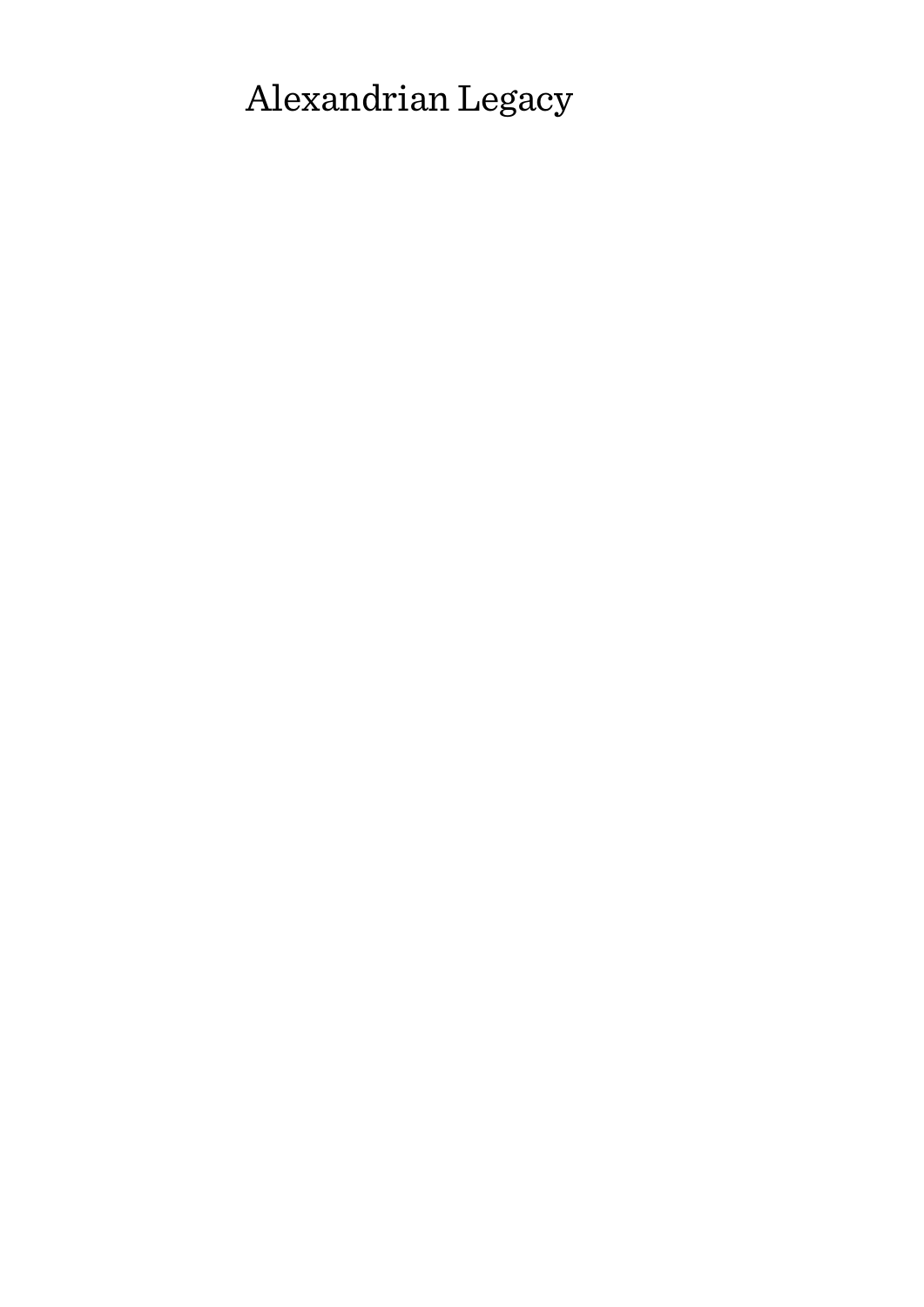# Alexandrian Legacy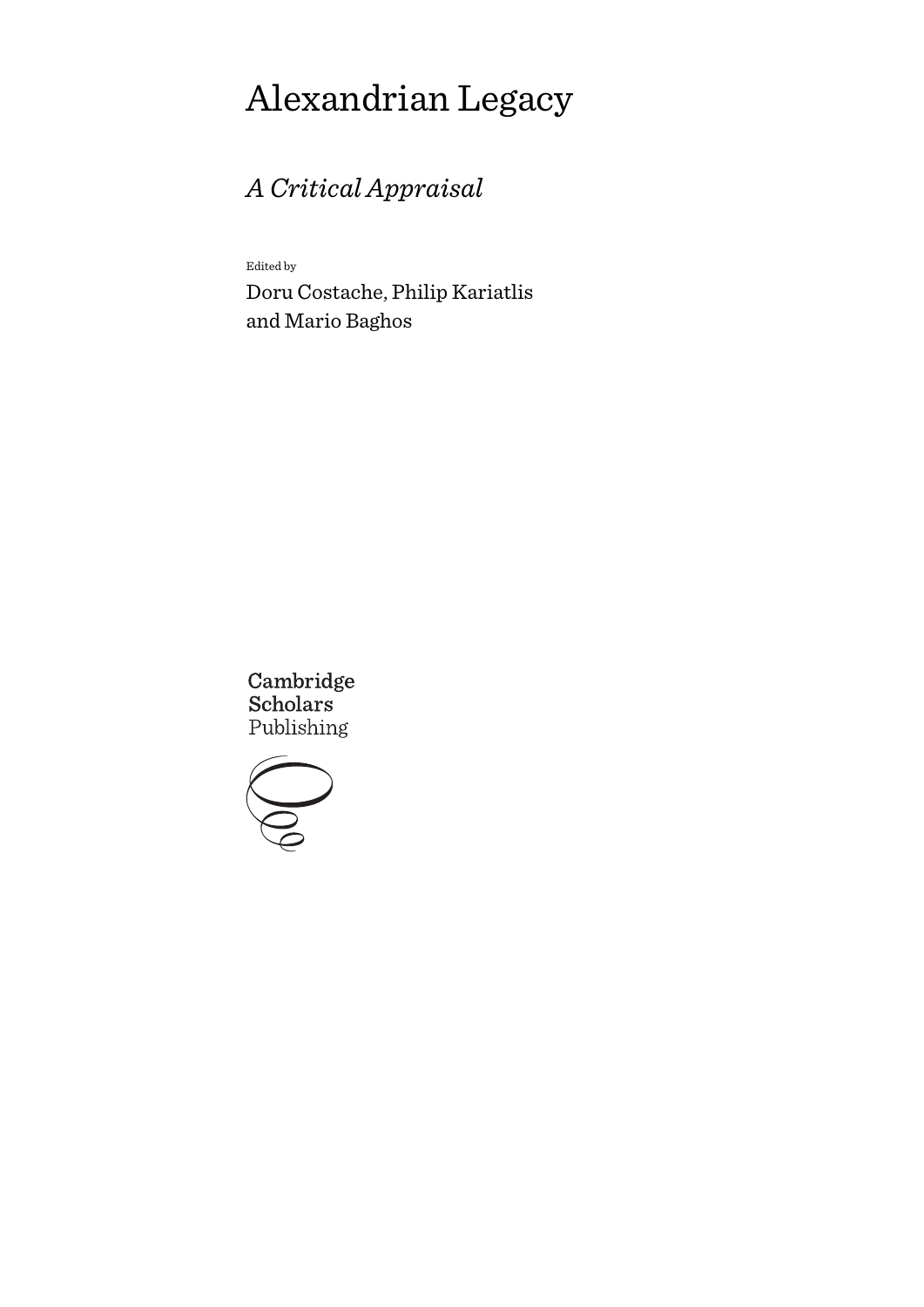# Alexandrian Legacy

## *A Critical Appraisal*

Edited by

Doru Costache, Philip Kariatlis and Mario Baghos

Cambridge Scholars Publishing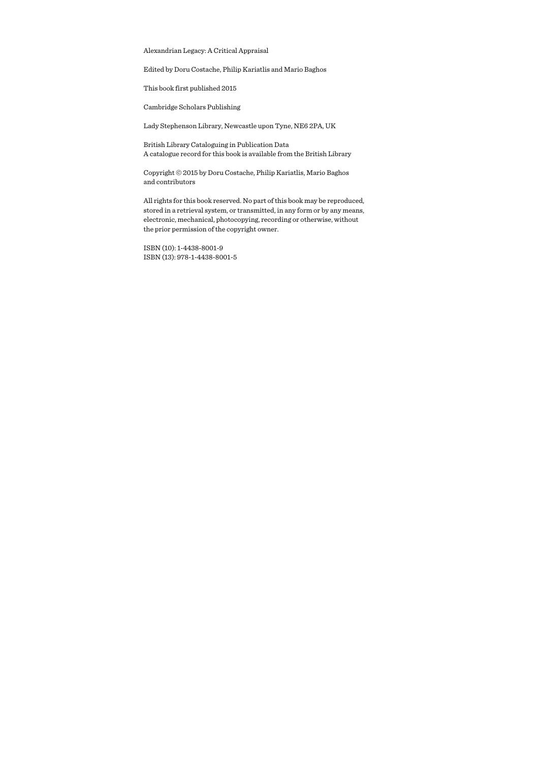Alexandrian Legacy: A Critical Appraisal

Edited by Doru Costache, Philip Kariatlis and Mario Baghos

This book first published 2015

Cambridge Scholars Publishing

Lady Stephenson Library, Newcastle upon Tyne, NE6 2PA, UK

British Library Cataloguing in Publication Data  
A catalogue record for this book is available from the British Library

Copyright © 2015 by Doru Costache, Philip Kariatlis, Mario Baghos and contributors

All rights for this book reserved. No part of this book may be reproduced, stored in a retrieval system, or transmitted, in any form or by any means, electronic, mechanical, photocopying, recording or otherwise, without the prior permission of the copyright owner.

ISBN (10): 1-4438-8001-9  
ISBN (13): 978-1-4438-8001-5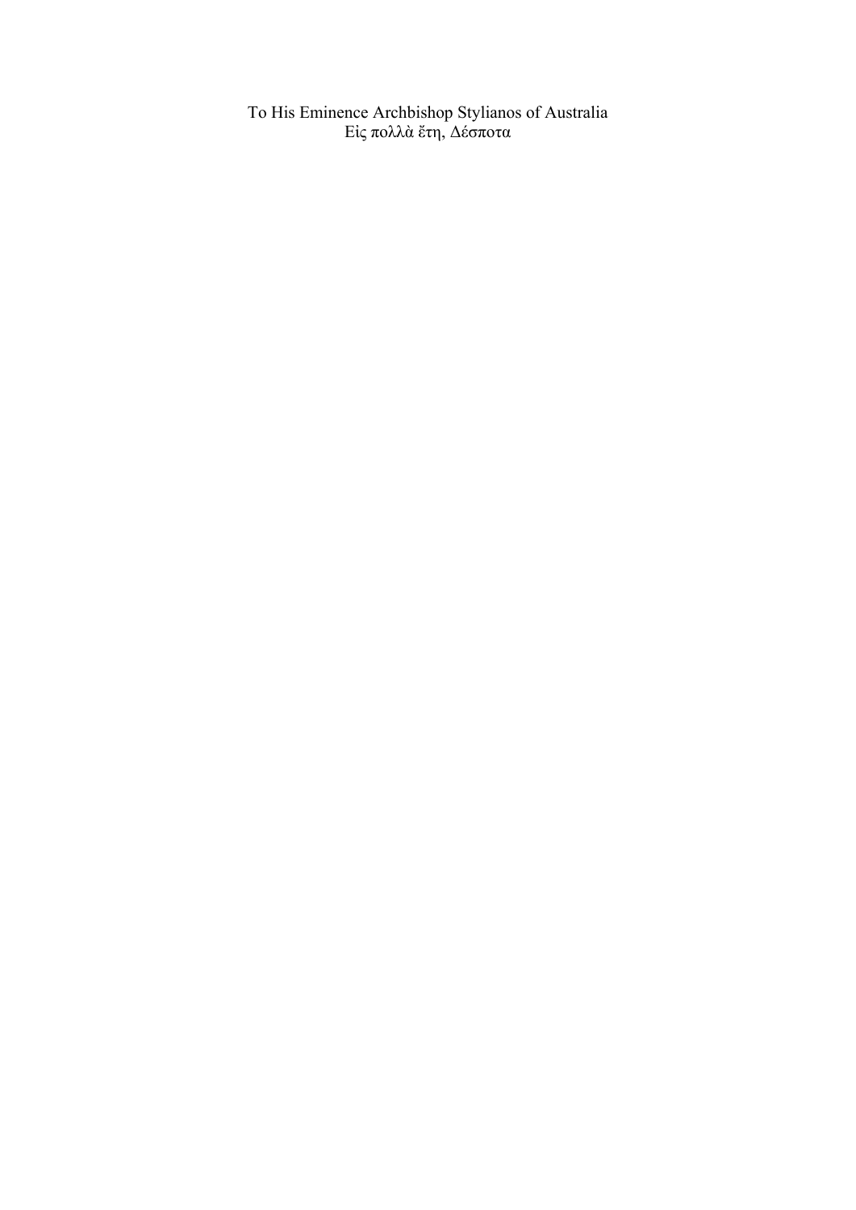To His Eminence Archbishop Stylianos of Australia
Εἰς πολλὰ ἔτη, Δέσποτα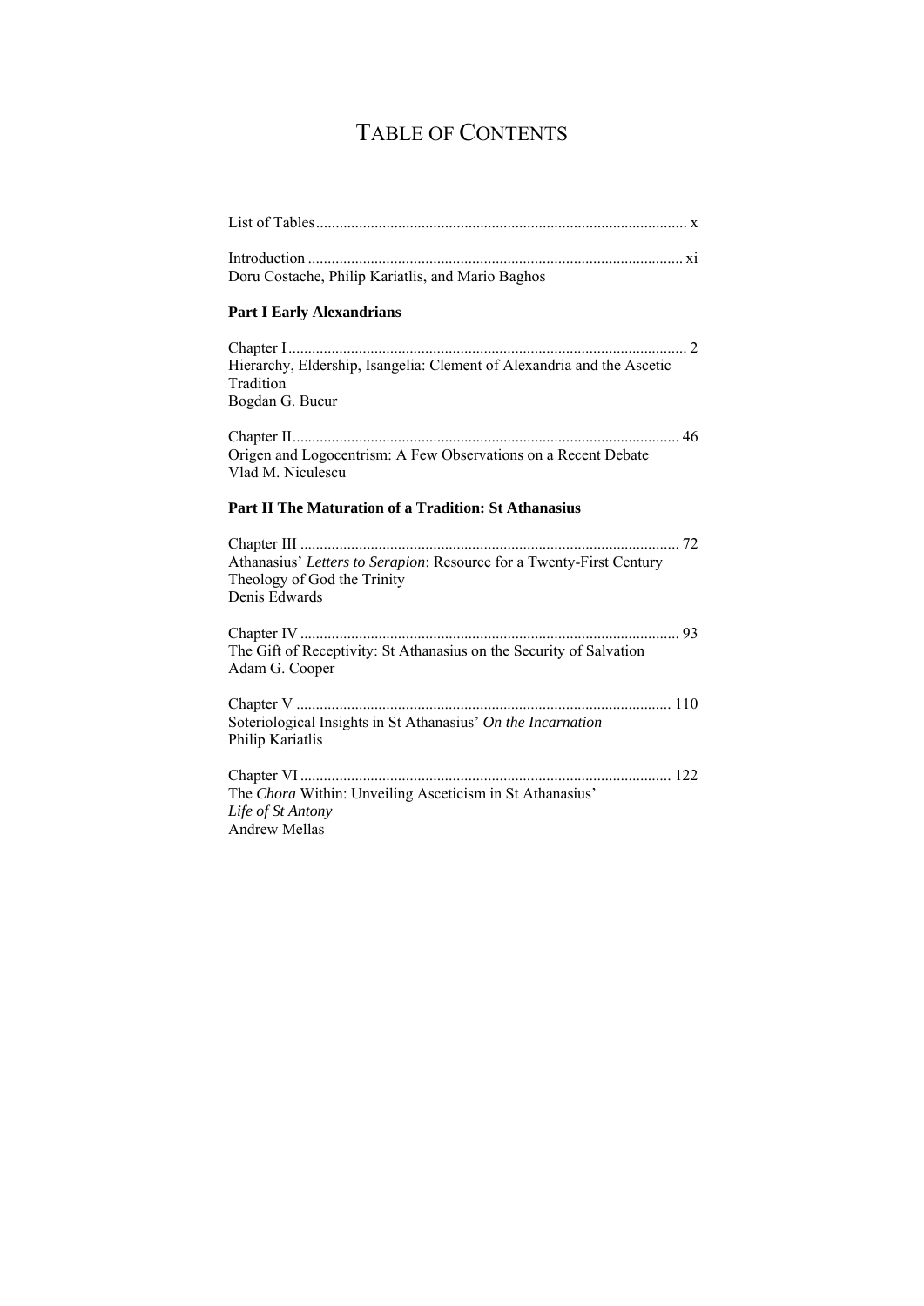# TABLE OF CONTENTS

List of Tables .......................................................................................... x

Introduction ............................................................................................ xi
Doru Costache, Philip Kariatlis, and Mario Baghos

**Part I Early Alexandrians**

Chapter I ................................................................................................. 2
Hierarchy, Eldership, Isangelia: Clement of Alexandria and the Ascetic Tradition
Bogdan G. Bucur

Chapter II ............................................................................................... 46
Origen and Logocentrism: A Few Observations on a Recent Debate
Vlad M. Niculescu

**Part II The Maturation of a Tradition: St Athanasius**

Chapter III ............................................................................................. 72
Athanasius' *Letters to Serapion*: Resource for a Twenty-First Century Theology of God the Trinity
Denis Edwards

Chapter IV ............................................................................................. 93
The Gift of Receptivity: St Athanasius on the Security of Salvation
Adam G. Cooper

Chapter V ............................................................................................. 110
Soteriological Insights in St Athanasius' *On the Incarnation*
Philip Kariatlis

Chapter VI ............................................................................................ 122
The *Chora* Within: Unveiling Asceticism in St Athanasius' *Life of St Antony*
Andrew Mellas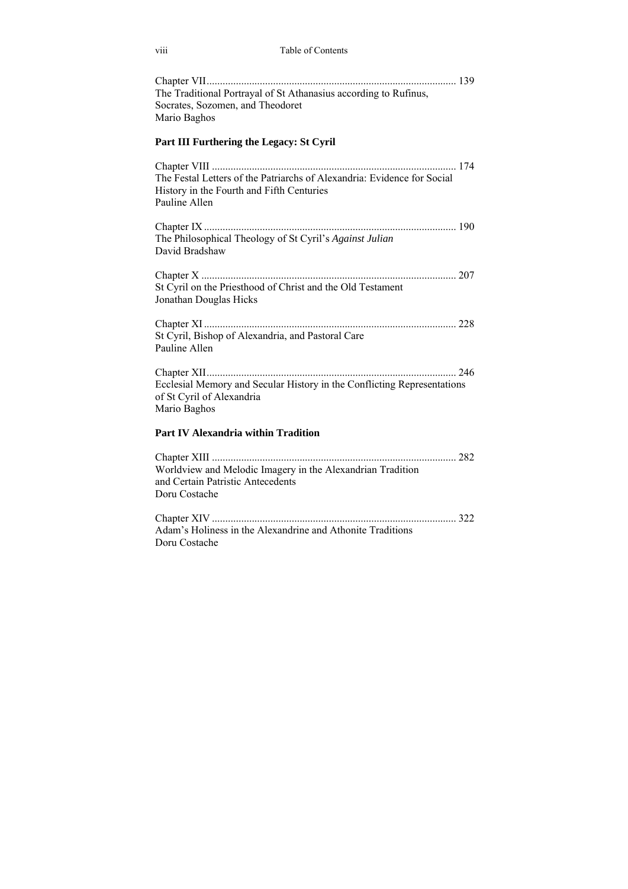Chapter VII ... 139
The Traditional Portrayal of St Athanasius according to Rufinus, Socrates, Sozomen, and Theodoret
Mario Baghos

## Part III Furthering the Legacy: St Cyril

Chapter VIII ... 174
The Festal Letters of the Patriarchs of Alexandria: Evidence for Social History in the Fourth and Fifth Centuries
Pauline Allen

Chapter IX ... 190
The Philosophical Theology of St Cyril's *Against Julian*
David Bradshaw

Chapter X ... 207
St Cyril on the Priesthood of Christ and the Old Testament
Jonathan Douglas Hicks

Chapter XI ... 228
St Cyril, Bishop of Alexandria, and Pastoral Care
Pauline Allen

Chapter XII ... 246
Ecclesial Memory and Secular History in the Conflicting Representations of St Cyril of Alexandria
Mario Baghos

## Part IV Alexandria within Tradition

Chapter XIII ... 282
Worldview and Melodic Imagery in the Alexandrian Tradition and Certain Patristic Antecedents
Doru Costache

Chapter XIV ... 322
Adam's Holiness in the Alexandrine and Athonite Traditions
Doru Costache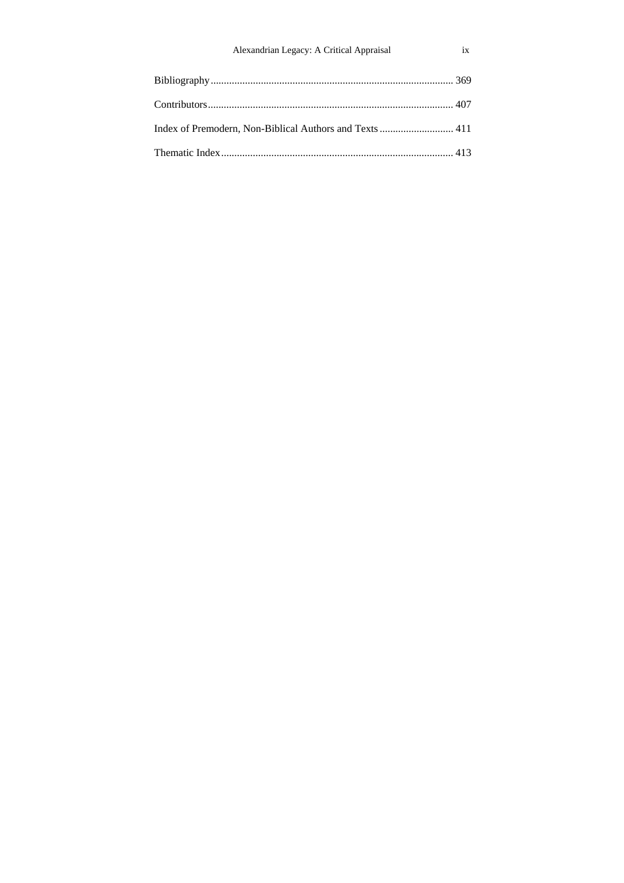Bibliography ............................................................................................ 369

Contributors ............................................................................................ 407

Index of Premodern, Non-Biblical Authors and Texts ............................ 411

Thematic Index ........................................................................................ 413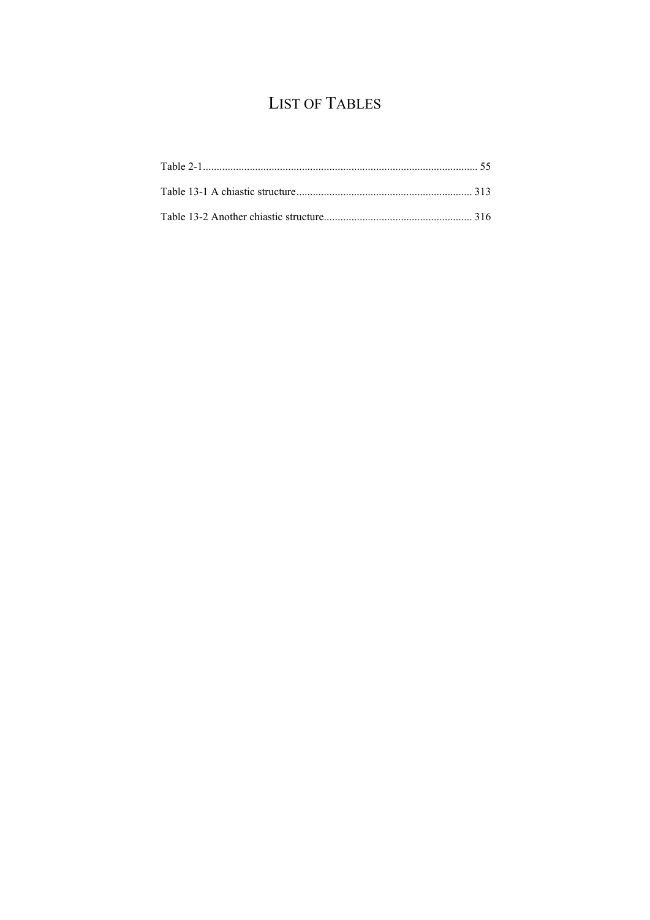# List of Tables

Table 2-1 .................................................................................................. 55

Table 13-1 A chiastic structure ............................................................... 313

Table 13-2 Another chiastic structure...................................................... 316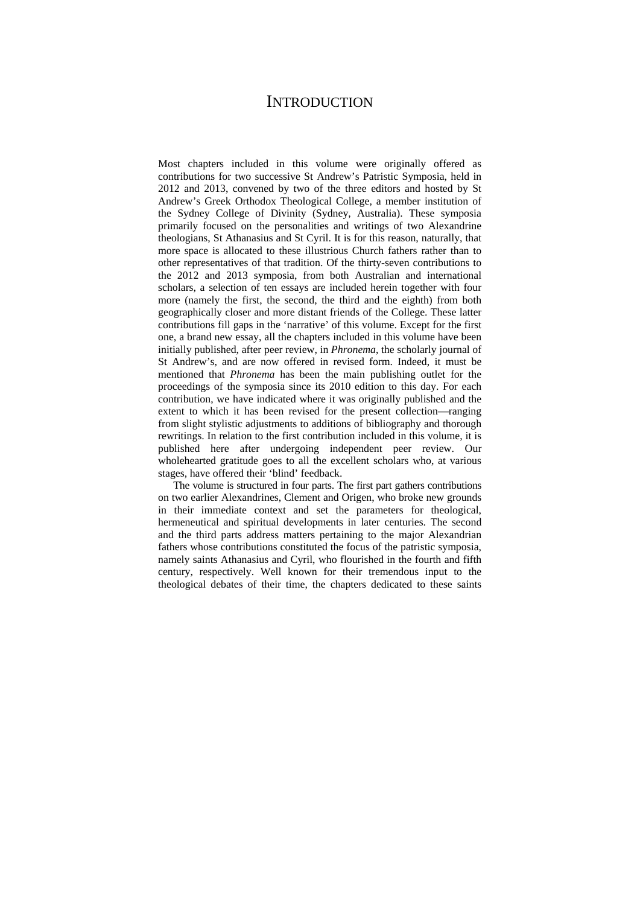# Introduction

Most chapters included in this volume were originally offered as contributions for two successive St Andrew's Patristic Symposia, held in 2012 and 2013, convened by two of the three editors and hosted by St Andrew's Greek Orthodox Theological College, a member institution of the Sydney College of Divinity (Sydney, Australia). These symposia primarily focused on the personalities and writings of two Alexandrine theologians, St Athanasius and St Cyril. It is for this reason, naturally, that more space is allocated to these illustrious Church fathers rather than to other representatives of that tradition. Of the thirty-seven contributions to the 2012 and 2013 symposia, from both Australian and international scholars, a selection of ten essays are included herein together with four more (namely the first, the second, the third and the eighth) from both geographically closer and more distant friends of the College. These latter contributions fill gaps in the 'narrative' of this volume. Except for the first one, a brand new essay, all the chapters included in this volume have been initially published, after peer review, in *Phronema*, the scholarly journal of St Andrew's, and are now offered in revised form. Indeed, it must be mentioned that *Phronema* has been the main publishing outlet for the proceedings of the symposia since its 2010 edition to this day. For each contribution, we have indicated where it was originally published and the extent to which it has been revised for the present collection—ranging from slight stylistic adjustments to additions of bibliography and thorough rewritings. In relation to the first contribution included in this volume, it is published here after undergoing independent peer review. Our wholehearted gratitude goes to all the excellent scholars who, at various stages, have offered their 'blind' feedback.

The volume is structured in four parts. The first part gathers contributions on two earlier Alexandrines, Clement and Origen, who broke new grounds in their immediate context and set the parameters for theological, hermeneutical and spiritual developments in later centuries. The second and the third parts address matters pertaining to the major Alexandrian fathers whose contributions constituted the focus of the patristic symposia, namely saints Athanasius and Cyril, who flourished in the fourth and fifth century, respectively. Well known for their tremendous input to the theological debates of their time, the chapters dedicated to these saints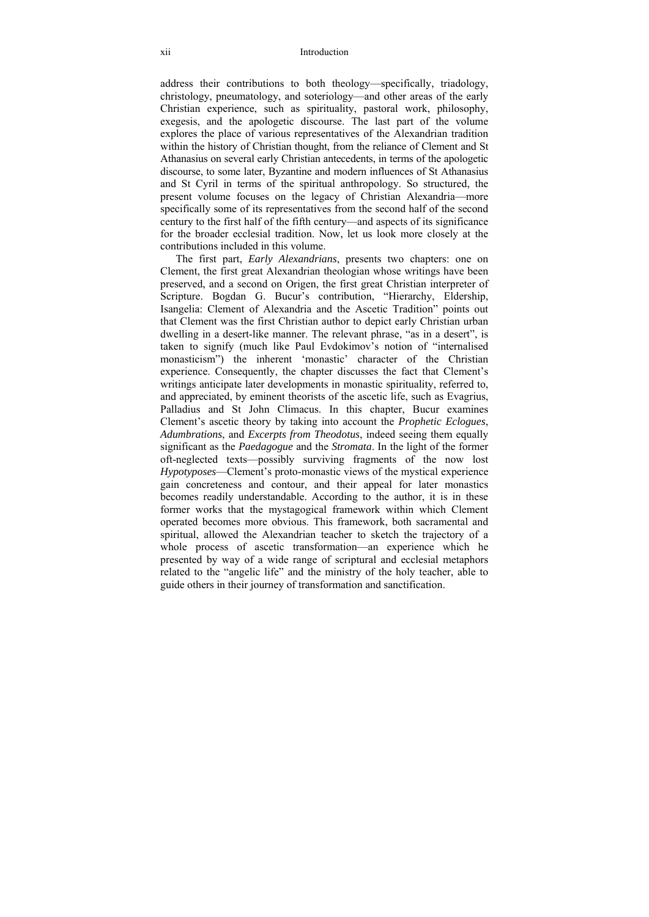address their contributions to both theology—specifically, triadology, christology, pneumatology, and soteriology—and other areas of the early Christian experience, such as spirituality, pastoral work, philosophy, exegesis, and the apologetic discourse. The last part of the volume explores the place of various representatives of the Alexandrian tradition within the history of Christian thought, from the reliance of Clement and St Athanasius on several early Christian antecedents, in terms of the apologetic discourse, to some later, Byzantine and modern influences of St Athanasius and St Cyril in terms of the spiritual anthropology. So structured, the present volume focuses on the legacy of Christian Alexandria—more specifically some of its representatives from the second half of the second century to the first half of the fifth century—and aspects of its significance for the broader ecclesial tradition. Now, let us look more closely at the contributions included in this volume.

The first part, *Early Alexandrians*, presents two chapters: one on Clement, the first great Alexandrian theologian whose writings have been preserved, and a second on Origen, the first great Christian interpreter of Scripture. Bogdan G. Bucur's contribution, "Hierarchy, Eldership, Isangelia: Clement of Alexandria and the Ascetic Tradition" points out that Clement was the first Christian author to depict early Christian urban dwelling in a desert-like manner. The relevant phrase, "as in a desert", is taken to signify (much like Paul Evdokimov's notion of "internalised monasticism") the inherent 'monastic' character of the Christian experience. Consequently, the chapter discusses the fact that Clement's writings anticipate later developments in monastic spirituality, referred to, and appreciated, by eminent theorists of the ascetic life, such as Evagrius, Palladius and St John Climacus. In this chapter, Bucur examines Clement's ascetic theory by taking into account the *Prophetic Eclogues*, *Adumbrations*, and *Excerpts from Theodotus*, indeed seeing them equally significant as the *Paedagogue* and the *Stromata*. In the light of the former oft-neglected texts—possibly surviving fragments of the now lost *Hypotyposes*—Clement's proto-monastic views of the mystical experience gain concreteness and contour, and their appeal for later monastics becomes readily understandable. According to the author, it is in these former works that the mystagogical framework within which Clement operated becomes more obvious. This framework, both sacramental and spiritual, allowed the Alexandrian teacher to sketch the trajectory of a whole process of ascetic transformation—an experience which he presented by way of a wide range of scriptural and ecclesial metaphors related to the "angelic life" and the ministry of the holy teacher, able to guide others in their journey of transformation and sanctification.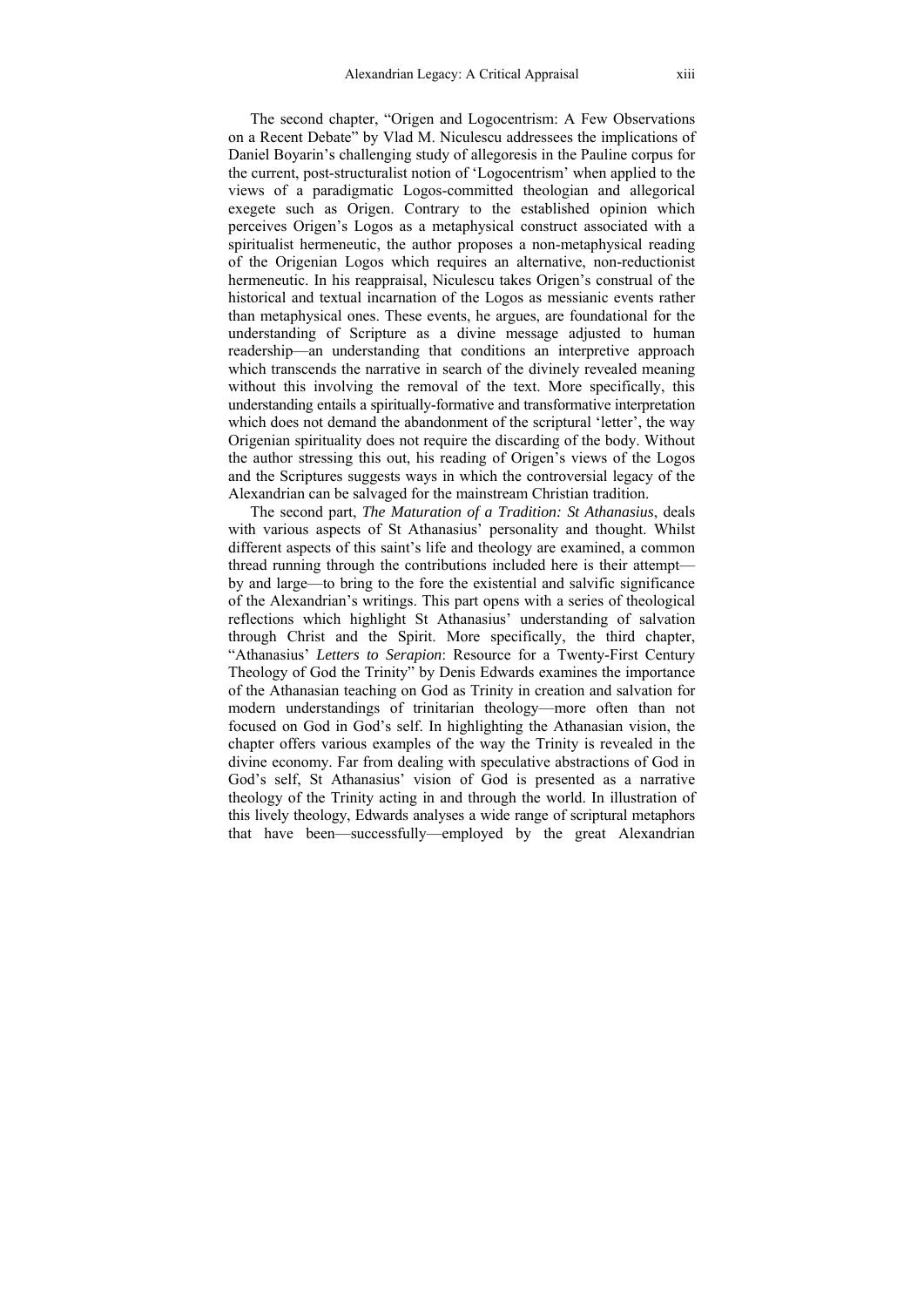The second chapter, "Origen and Logocentrism: A Few Observations on a Recent Debate" by Vlad M. Niculescu addressees the implications of Daniel Boyarin's challenging study of allegoresis in the Pauline corpus for the current, post-structuralist notion of 'Logocentrism' when applied to the views of a paradigmatic Logos-committed theologian and allegorical exegete such as Origen. Contrary to the established opinion which perceives Origen's Logos as a metaphysical construct associated with a spiritualist hermeneutic, the author proposes a non-metaphysical reading of the Origenian Logos which requires an alternative, non-reductionist hermeneutic. In his reappraisal, Niculescu takes Origen's construal of the historical and textual incarnation of the Logos as messianic events rather than metaphysical ones. These events, he argues, are foundational for the understanding of Scripture as a divine message adjusted to human readership—an understanding that conditions an interpretive approach which transcends the narrative in search of the divinely revealed meaning without this involving the removal of the text. More specifically, this understanding entails a spiritually-formative and transformative interpretation which does not demand the abandonment of the scriptural 'letter', the way Origenian spirituality does not require the discarding of the body. Without the author stressing this out, his reading of Origen's views of the Logos and the Scriptures suggests ways in which the controversial legacy of the Alexandrian can be salvaged for the mainstream Christian tradition.

The second part, *The Maturation of a Tradition: St Athanasius*, deals with various aspects of St Athanasius' personality and thought. Whilst different aspects of this saint's life and theology are examined, a common thread running through the contributions included here is their attempt—by and large—to bring to the fore the existential and salvific significance of the Alexandrian's writings. This part opens with a series of theological reflections which highlight St Athanasius' understanding of salvation through Christ and the Spirit. More specifically, the third chapter, "Athanasius' *Letters to Serapion*: Resource for a Twenty-First Century Theology of God the Trinity" by Denis Edwards examines the importance of the Athanasian teaching on God as Trinity in creation and salvation for modern understandings of trinitarian theology—more often than not focused on God in God's self. In highlighting the Athanasian vision, the chapter offers various examples of the way the Trinity is revealed in the divine economy. Far from dealing with speculative abstractions of God in God's self, St Athanasius' vision of God is presented as a narrative theology of the Trinity acting in and through the world. In illustration of this lively theology, Edwards analyses a wide range of scriptural metaphors that have been—successfully—employed by the great Alexandrian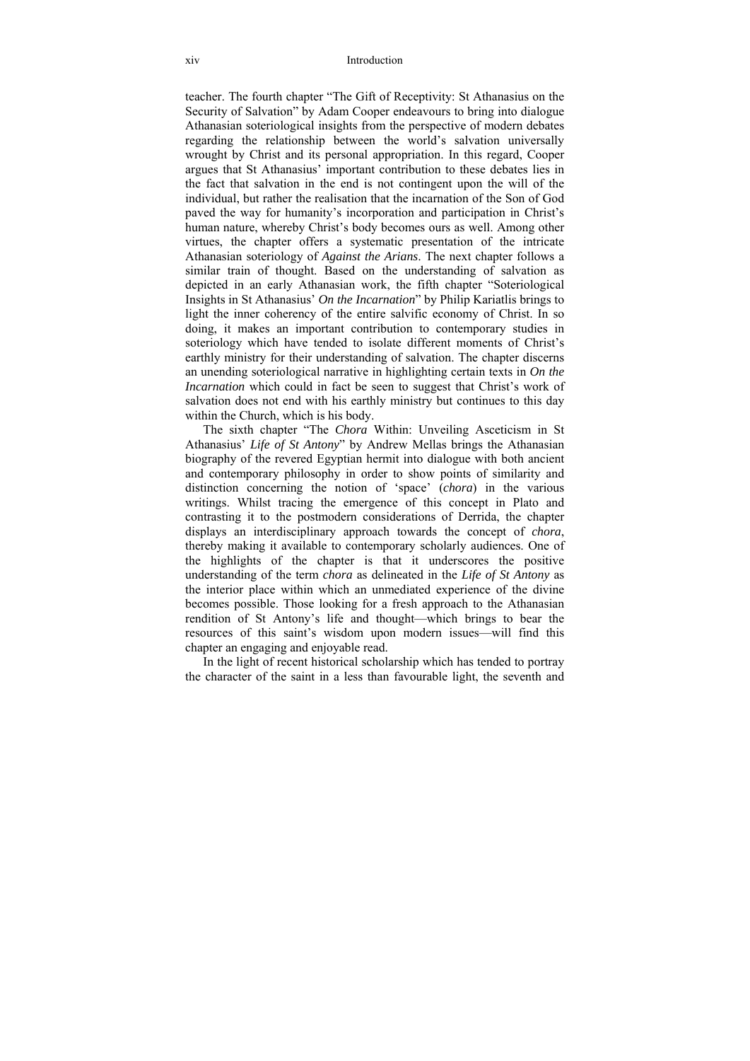teacher. The fourth chapter "The Gift of Receptivity: St Athanasius on the Security of Salvation" by Adam Cooper endeavours to bring into dialogue Athanasian soteriological insights from the perspective of modern debates regarding the relationship between the world's salvation universally wrought by Christ and its personal appropriation. In this regard, Cooper argues that St Athanasius' important contribution to these debates lies in the fact that salvation in the end is not contingent upon the will of the individual, but rather the realisation that the incarnation of the Son of God paved the way for humanity's incorporation and participation in Christ's human nature, whereby Christ's body becomes ours as well. Among other virtues, the chapter offers a systematic presentation of the intricate Athanasian soteriology of *Against the Arians*. The next chapter follows a similar train of thought. Based on the understanding of salvation as depicted in an early Athanasian work, the fifth chapter "Soteriological Insights in St Athanasius' *On the Incarnation*" by Philip Kariatlis brings to light the inner coherency of the entire salvific economy of Christ. In so doing, it makes an important contribution to contemporary studies in soteriology which have tended to isolate different moments of Christ's earthly ministry for their understanding of salvation. The chapter discerns an unending soteriological narrative in highlighting certain texts in *On the Incarnation* which could in fact be seen to suggest that Christ's work of salvation does not end with his earthly ministry but continues to this day within the Church, which is his body.

The sixth chapter "The *Chora* Within: Unveiling Asceticism in St Athanasius' *Life of St Antony*" by Andrew Mellas brings the Athanasian biography of the revered Egyptian hermit into dialogue with both ancient and contemporary philosophy in order to show points of similarity and distinction concerning the notion of 'space' (*chora*) in the various writings. Whilst tracing the emergence of this concept in Plato and contrasting it to the postmodern considerations of Derrida, the chapter displays an interdisciplinary approach towards the concept of *chora*, thereby making it available to contemporary scholarly audiences. One of the highlights of the chapter is that it underscores the positive understanding of the term *chora* as delineated in the *Life of St Antony* as the interior place within which an unmediated experience of the divine becomes possible. Those looking for a fresh approach to the Athanasian rendition of St Antony's life and thought—which brings to bear the resources of this saint's wisdom upon modern issues—will find this chapter an engaging and enjoyable read.

In the light of recent historical scholarship which has tended to portray the character of the saint in a less than favourable light, the seventh and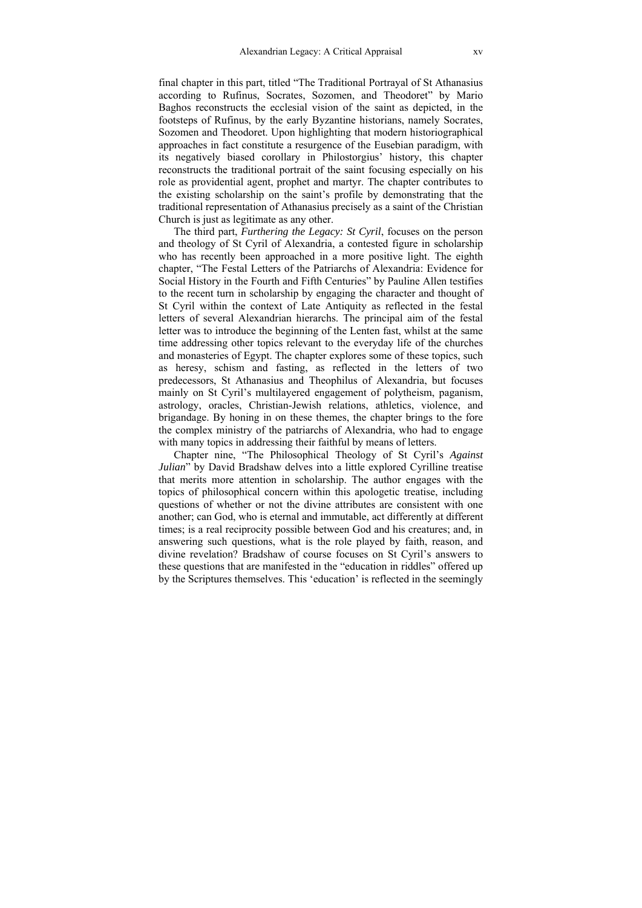final chapter in this part, titled "The Traditional Portrayal of St Athanasius according to Rufinus, Socrates, Sozomen, and Theodoret" by Mario Baghos reconstructs the ecclesial vision of the saint as depicted, in the footsteps of Rufinus, by the early Byzantine historians, namely Socrates, Sozomen and Theodoret. Upon highlighting that modern historiographical approaches in fact constitute a resurgence of the Eusebian paradigm, with its negatively biased corollary in Philostorgius' history, this chapter reconstructs the traditional portrait of the saint focusing especially on his role as providential agent, prophet and martyr. The chapter contributes to the existing scholarship on the saint's profile by demonstrating that the traditional representation of Athanasius precisely as a saint of the Christian Church is just as legitimate as any other.

The third part, *Furthering the Legacy: St Cyril*, focuses on the person and theology of St Cyril of Alexandria, a contested figure in scholarship who has recently been approached in a more positive light. The eighth chapter, "The Festal Letters of the Patriarchs of Alexandria: Evidence for Social History in the Fourth and Fifth Centuries" by Pauline Allen testifies to the recent turn in scholarship by engaging the character and thought of St Cyril within the context of Late Antiquity as reflected in the festal letters of several Alexandrian hierarchs. The principal aim of the festal letter was to introduce the beginning of the Lenten fast, whilst at the same time addressing other topics relevant to the everyday life of the churches and monasteries of Egypt. The chapter explores some of these topics, such as heresy, schism and fasting, as reflected in the letters of two predecessors, St Athanasius and Theophilus of Alexandria, but focuses mainly on St Cyril's multilayered engagement of polytheism, paganism, astrology, oracles, Christian-Jewish relations, athletics, violence, and brigandage. By honing in on these themes, the chapter brings to the fore the complex ministry of the patriarchs of Alexandria, who had to engage with many topics in addressing their faithful by means of letters.

Chapter nine, "The Philosophical Theology of St Cyril's *Against Julian*" by David Bradshaw delves into a little explored Cyrilline treatise that merits more attention in scholarship. The author engages with the topics of philosophical concern within this apologetic treatise, including questions of whether or not the divine attributes are consistent with one another; can God, who is eternal and immutable, act differently at different times; is a real reciprocity possible between God and his creatures; and, in answering such questions, what is the role played by faith, reason, and divine revelation? Bradshaw of course focuses on St Cyril's answers to these questions that are manifested in the "education in riddles" offered up by the Scriptures themselves. This 'education' is reflected in the seemingly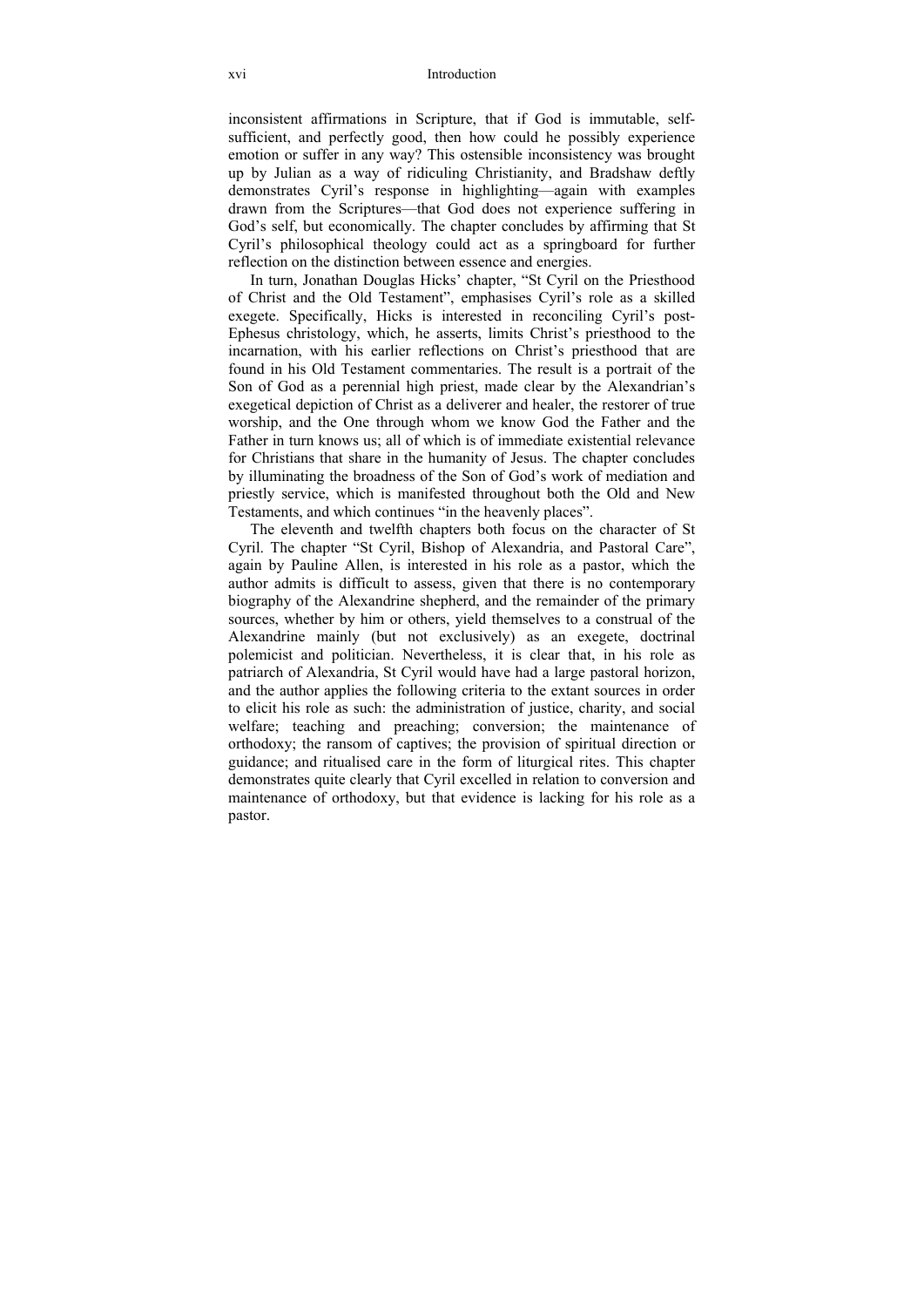inconsistent affirmations in Scripture, that if God is immutable, self-sufficient, and perfectly good, then how could he possibly experience emotion or suffer in any way? This ostensible inconsistency was brought up by Julian as a way of ridiculing Christianity, and Bradshaw deftly demonstrates Cyril's response in highlighting—again with examples drawn from the Scriptures—that God does not experience suffering in God's self, but economically. The chapter concludes by affirming that St Cyril's philosophical theology could act as a springboard for further reflection on the distinction between essence and energies.

In turn, Jonathan Douglas Hicks' chapter, "St Cyril on the Priesthood of Christ and the Old Testament", emphasises Cyril's role as a skilled exegete. Specifically, Hicks is interested in reconciling Cyril's post-Ephesus christology, which, he asserts, limits Christ's priesthood to the incarnation, with his earlier reflections on Christ's priesthood that are found in his Old Testament commentaries. The result is a portrait of the Son of God as a perennial high priest, made clear by the Alexandrian's exegetical depiction of Christ as a deliverer and healer, the restorer of true worship, and the One through whom we know God the Father and the Father in turn knows us; all of which is of immediate existential relevance for Christians that share in the humanity of Jesus. The chapter concludes by illuminating the broadness of the Son of God's work of mediation and priestly service, which is manifested throughout both the Old and New Testaments, and which continues "in the heavenly places".

The eleventh and twelfth chapters both focus on the character of St Cyril. The chapter "St Cyril, Bishop of Alexandria, and Pastoral Care", again by Pauline Allen, is interested in his role as a pastor, which the author admits is difficult to assess, given that there is no contemporary biography of the Alexandrine shepherd, and the remainder of the primary sources, whether by him or others, yield themselves to a construal of the Alexandrine mainly (but not exclusively) as an exegete, doctrinal polemicist and politician. Nevertheless, it is clear that, in his role as patriarch of Alexandria, St Cyril would have had a large pastoral horizon, and the author applies the following criteria to the extant sources in order to elicit his role as such: the administration of justice, charity, and social welfare; teaching and preaching; conversion; the maintenance of orthodoxy; the ransom of captives; the provision of spiritual direction or guidance; and ritualised care in the form of liturgical rites. This chapter demonstrates quite clearly that Cyril excelled in relation to conversion and maintenance of orthodoxy, but that evidence is lacking for his role as a pastor.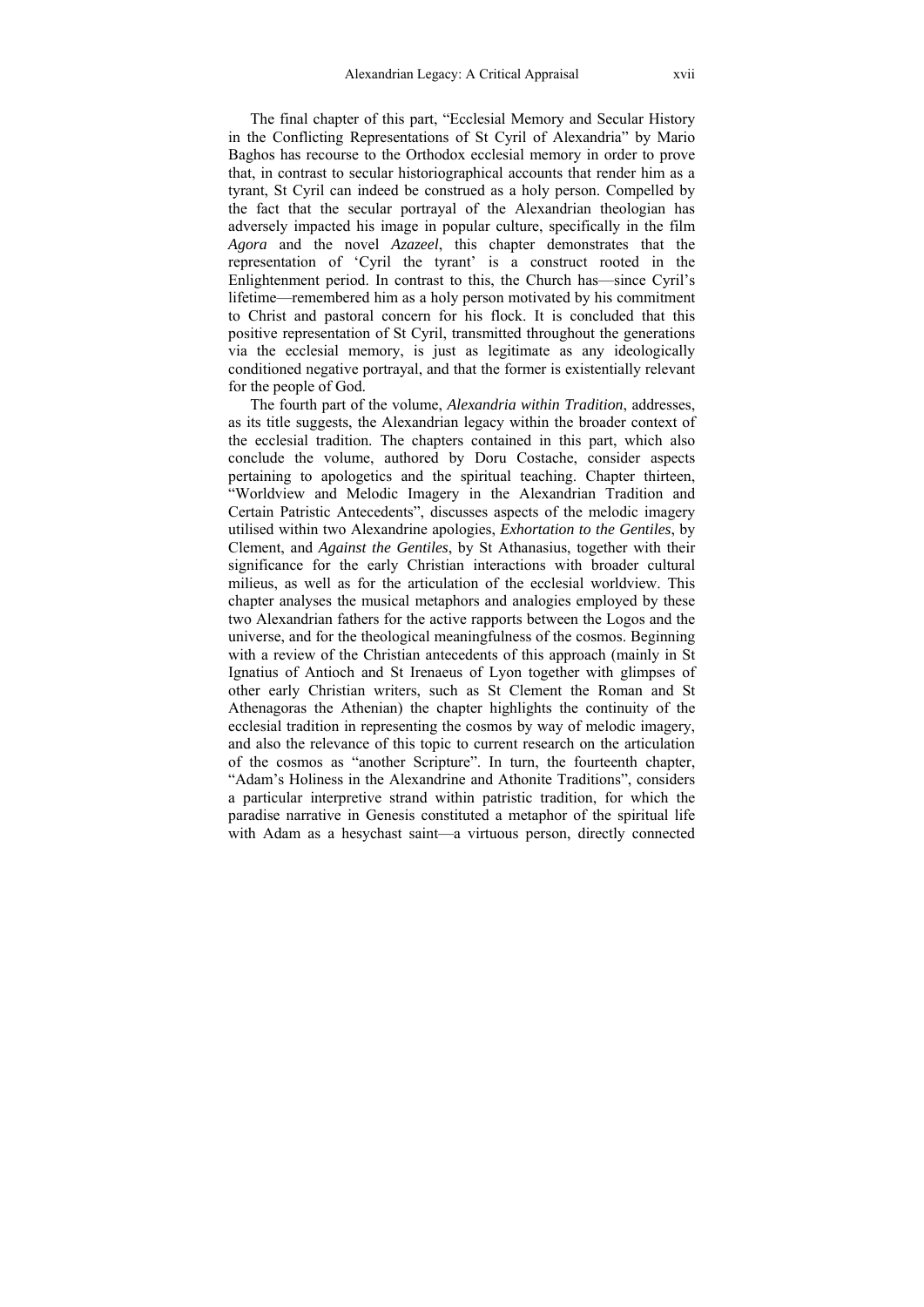The final chapter of this part, "Ecclesial Memory and Secular History in the Conflicting Representations of St Cyril of Alexandria" by Mario Baghos has recourse to the Orthodox ecclesial memory in order to prove that, in contrast to secular historiographical accounts that render him as a tyrant, St Cyril can indeed be construed as a holy person. Compelled by the fact that the secular portrayal of the Alexandrian theologian has adversely impacted his image in popular culture, specifically in the film *Agora* and the novel *Azazeel*, this chapter demonstrates that the representation of 'Cyril the tyrant' is a construct rooted in the Enlightenment period. In contrast to this, the Church has—since Cyril's lifetime—remembered him as a holy person motivated by his commitment to Christ and pastoral concern for his flock. It is concluded that this positive representation of St Cyril, transmitted throughout the generations via the ecclesial memory, is just as legitimate as any ideologically conditioned negative portrayal, and that the former is existentially relevant for the people of God.

The fourth part of the volume, *Alexandria within Tradition*, addresses, as its title suggests, the Alexandrian legacy within the broader context of the ecclesial tradition. The chapters contained in this part, which also conclude the volume, authored by Doru Costache, consider aspects pertaining to apologetics and the spiritual teaching. Chapter thirteen, "Worldview and Melodic Imagery in the Alexandrian Tradition and Certain Patristic Antecedents", discusses aspects of the melodic imagery utilised within two Alexandrine apologies, *Exhortation to the Gentiles*, by Clement, and *Against the Gentiles*, by St Athanasius, together with their significance for the early Christian interactions with broader cultural milieus, as well as for the articulation of the ecclesial worldview. This chapter analyses the musical metaphors and analogies employed by these two Alexandrian fathers for the active rapports between the Logos and the universe, and for the theological meaningfulness of the cosmos. Beginning with a review of the Christian antecedents of this approach (mainly in St Ignatius of Antioch and St Irenaeus of Lyon together with glimpses of other early Christian writers, such as St Clement the Roman and St Athenagoras the Athenian) the chapter highlights the continuity of the ecclesial tradition in representing the cosmos by way of melodic imagery, and also the relevance of this topic to current research on the articulation of the cosmos as "another Scripture". In turn, the fourteenth chapter, "Adam's Holiness in the Alexandrine and Athonite Traditions", considers a particular interpretive strand within patristic tradition, for which the paradise narrative in Genesis constituted a metaphor of the spiritual life with Adam as a hesychast saint—a virtuous person, directly connected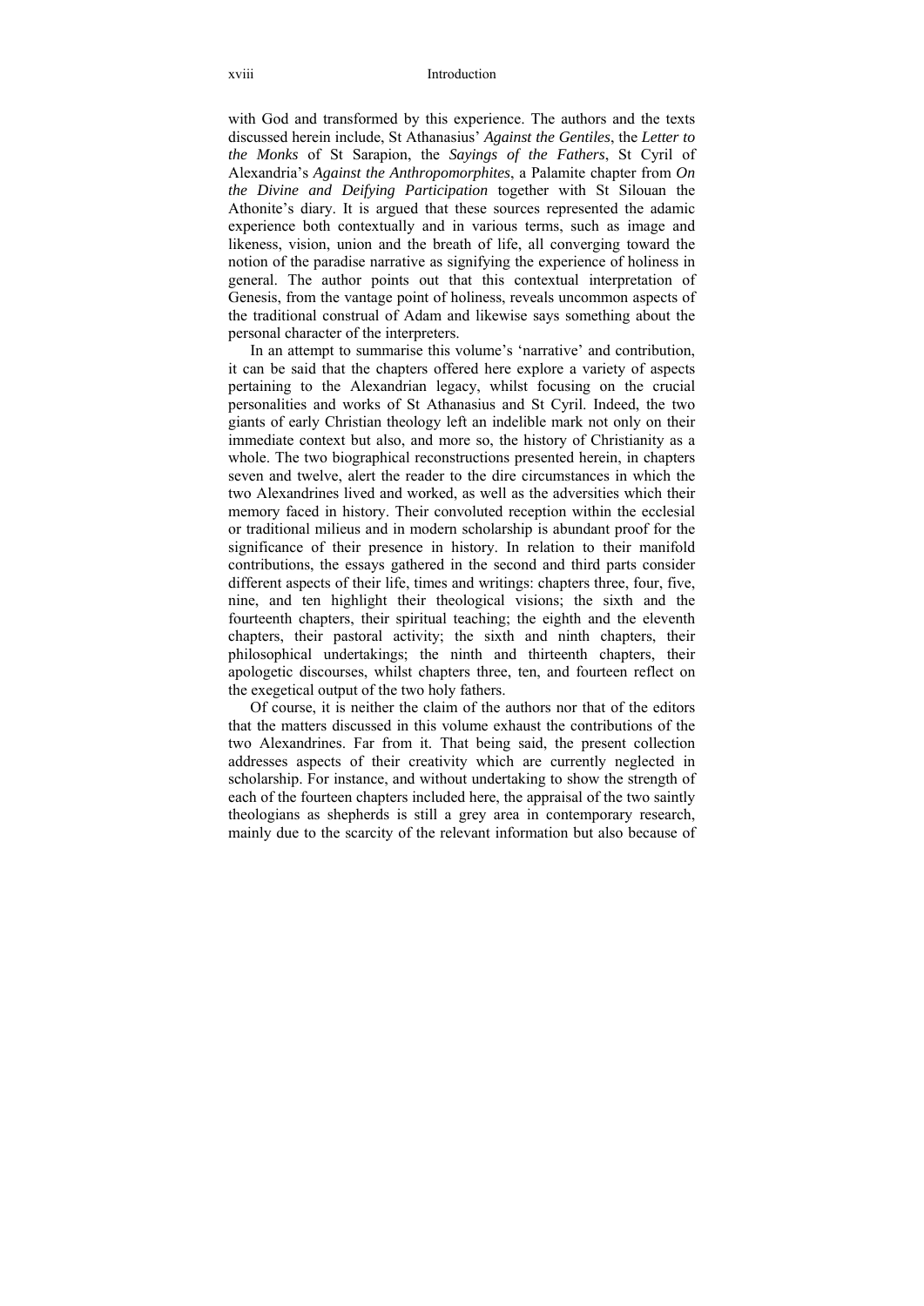with God and transformed by this experience. The authors and the texts discussed herein include, St Athanasius' *Against the Gentiles*, the *Letter to the Monks* of St Sarapion, the *Sayings of the Fathers*, St Cyril of Alexandria's *Against the Anthropomorphites*, a Palamite chapter from *On the Divine and Deifying Participation* together with St Silouan the Athonite's diary. It is argued that these sources represented the adamic experience both contextually and in various terms, such as image and likeness, vision, union and the breath of life, all converging toward the notion of the paradise narrative as signifying the experience of holiness in general. The author points out that this contextual interpretation of Genesis, from the vantage point of holiness, reveals uncommon aspects of the traditional construal of Adam and likewise says something about the personal character of the interpreters.

In an attempt to summarise this volume's 'narrative' and contribution, it can be said that the chapters offered here explore a variety of aspects pertaining to the Alexandrian legacy, whilst focusing on the crucial personalities and works of St Athanasius and St Cyril. Indeed, the two giants of early Christian theology left an indelible mark not only on their immediate context but also, and more so, the history of Christianity as a whole. The two biographical reconstructions presented herein, in chapters seven and twelve, alert the reader to the dire circumstances in which the two Alexandrines lived and worked, as well as the adversities which their memory faced in history. Their convoluted reception within the ecclesial or traditional milieus and in modern scholarship is abundant proof for the significance of their presence in history. In relation to their manifold contributions, the essays gathered in the second and third parts consider different aspects of their life, times and writings: chapters three, four, five, nine, and ten highlight their theological visions; the sixth and the fourteenth chapters, their spiritual teaching; the eighth and the eleventh chapters, their pastoral activity; the sixth and ninth chapters, their philosophical undertakings; the ninth and thirteenth chapters, their apologetic discourses, whilst chapters three, ten, and fourteen reflect on the exegetical output of the two holy fathers.

Of course, it is neither the claim of the authors nor that of the editors that the matters discussed in this volume exhaust the contributions of the two Alexandrines. Far from it. That being said, the present collection addresses aspects of their creativity which are currently neglected in scholarship. For instance, and without undertaking to show the strength of each of the fourteen chapters included here, the appraisal of the two saintly theologians as shepherds is still a grey area in contemporary research, mainly due to the scarcity of the relevant information but also because of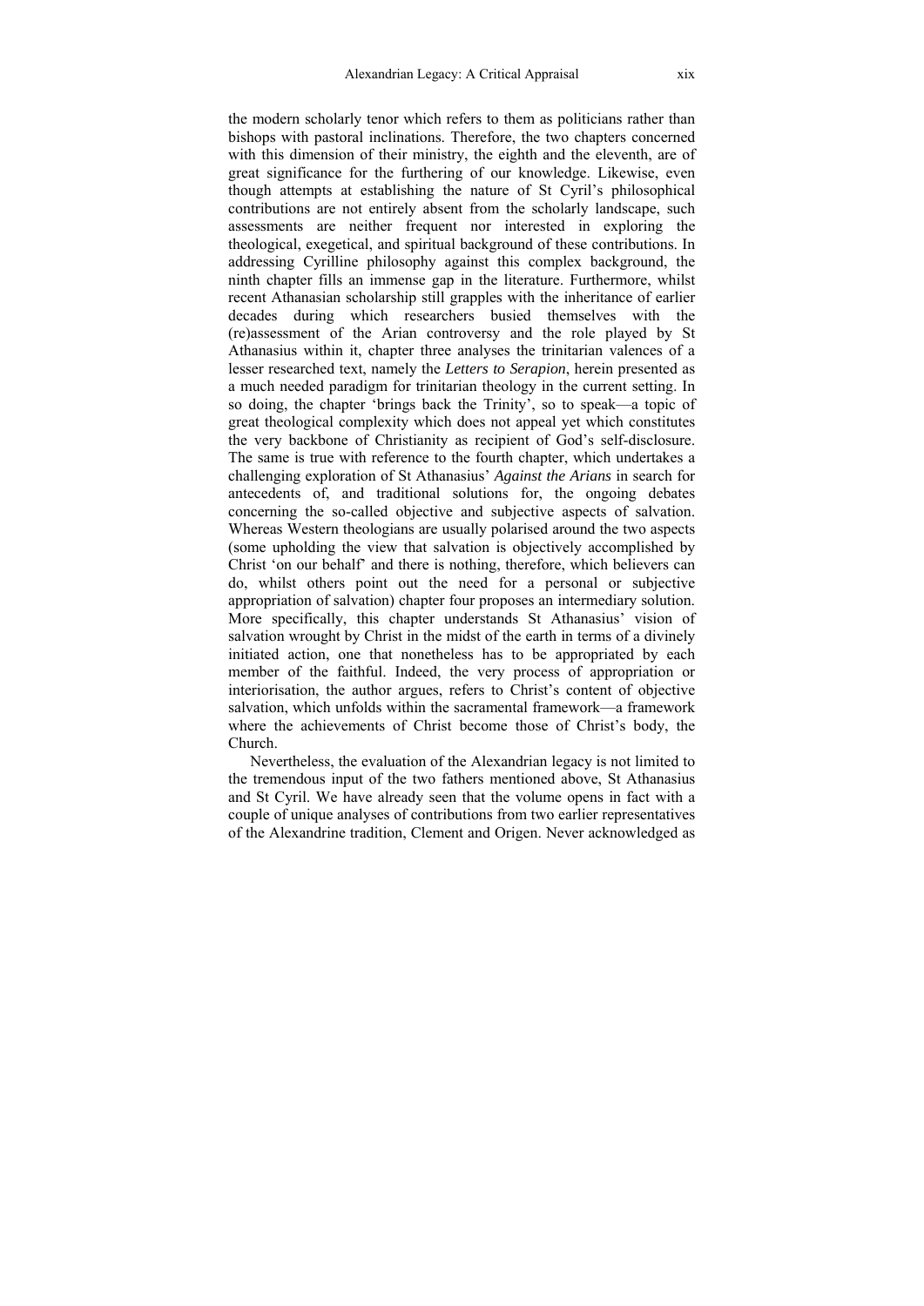the modern scholarly tenor which refers to them as politicians rather than bishops with pastoral inclinations. Therefore, the two chapters concerned with this dimension of their ministry, the eighth and the eleventh, are of great significance for the furthering of our knowledge. Likewise, even though attempts at establishing the nature of St Cyril's philosophical contributions are not entirely absent from the scholarly landscape, such assessments are neither frequent nor interested in exploring the theological, exegetical, and spiritual background of these contributions. In addressing Cyrilline philosophy against this complex background, the ninth chapter fills an immense gap in the literature. Furthermore, whilst recent Athanasian scholarship still grapples with the inheritance of earlier decades during which researchers busied themselves with the (re)assessment of the Arian controversy and the role played by St Athanasius within it, chapter three analyses the trinitarian valences of a lesser researched text, namely the *Letters to Serapion*, herein presented as a much needed paradigm for trinitarian theology in the current setting. In so doing, the chapter 'brings back the Trinity', so to speak—a topic of great theological complexity which does not appeal yet which constitutes the very backbone of Christianity as recipient of God's self-disclosure. The same is true with reference to the fourth chapter, which undertakes a challenging exploration of St Athanasius' *Against the Arians* in search for antecedents of, and traditional solutions for, the ongoing debates concerning the so-called objective and subjective aspects of salvation. Whereas Western theologians are usually polarised around the two aspects (some upholding the view that salvation is objectively accomplished by Christ 'on our behalf' and there is nothing, therefore, which believers can do, whilst others point out the need for a personal or subjective appropriation of salvation) chapter four proposes an intermediary solution. More specifically, this chapter understands St Athanasius' vision of salvation wrought by Christ in the midst of the earth in terms of a divinely initiated action, one that nonetheless has to be appropriated by each member of the faithful. Indeed, the very process of appropriation or interiorisation, the author argues, refers to Christ's content of objective salvation, which unfolds within the sacramental framework—a framework where the achievements of Christ become those of Christ's body, the Church.

Nevertheless, the evaluation of the Alexandrian legacy is not limited to the tremendous input of the two fathers mentioned above, St Athanasius and St Cyril. We have already seen that the volume opens in fact with a couple of unique analyses of contributions from two earlier representatives of the Alexandrine tradition, Clement and Origen. Never acknowledged as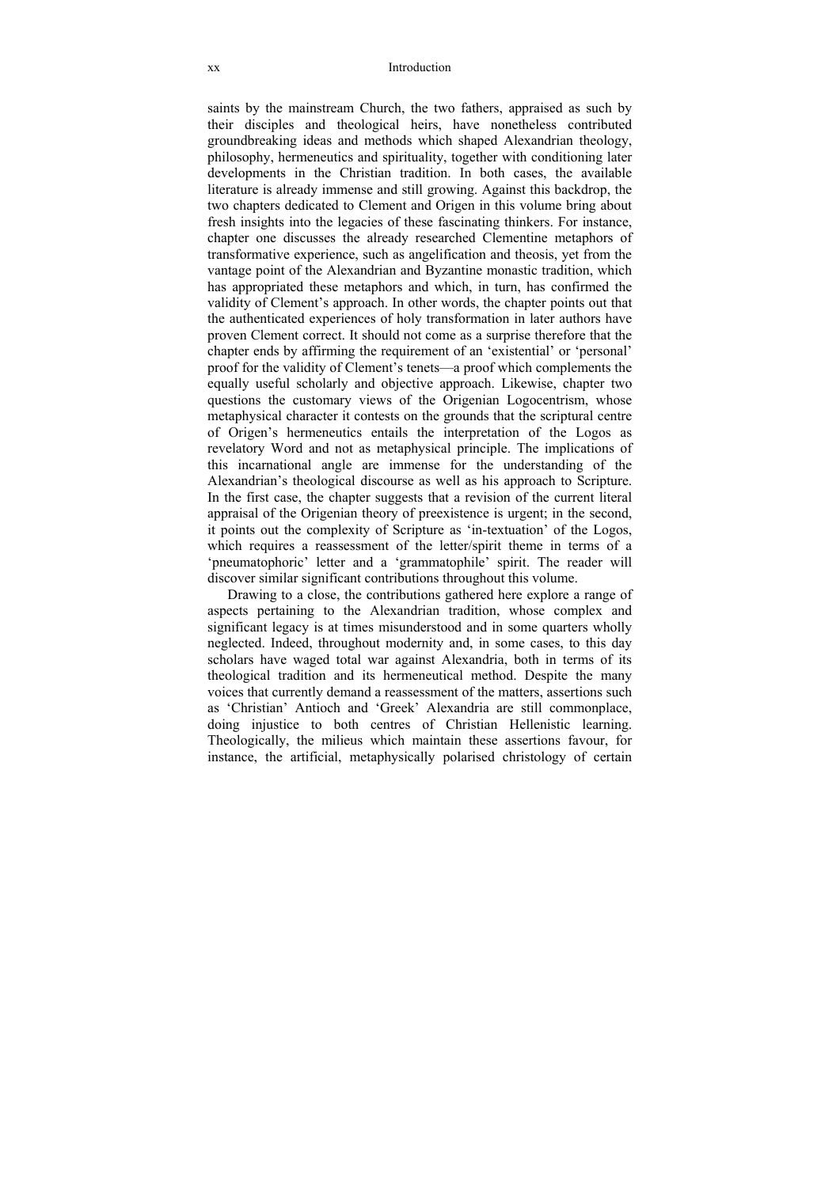saints by the mainstream Church, the two fathers, appraised as such by their disciples and theological heirs, have nonetheless contributed groundbreaking ideas and methods which shaped Alexandrian theology, philosophy, hermeneutics and spirituality, together with conditioning later developments in the Christian tradition. In both cases, the available literature is already immense and still growing. Against this backdrop, the two chapters dedicated to Clement and Origen in this volume bring about fresh insights into the legacies of these fascinating thinkers. For instance, chapter one discusses the already researched Clementine metaphors of transformative experience, such as angelification and theosis, yet from the vantage point of the Alexandrian and Byzantine monastic tradition, which has appropriated these metaphors and which, in turn, has confirmed the validity of Clement's approach. In other words, the chapter points out that the authenticated experiences of holy transformation in later authors have proven Clement correct. It should not come as a surprise therefore that the chapter ends by affirming the requirement of an 'existential' or 'personal' proof for the validity of Clement's tenets—a proof which complements the equally useful scholarly and objective approach. Likewise, chapter two questions the customary views of the Origenian Logocentrism, whose metaphysical character it contests on the grounds that the scriptural centre of Origen's hermeneutics entails the interpretation of the Logos as revelatory Word and not as metaphysical principle. The implications of this incarnational angle are immense for the understanding of the Alexandrian's theological discourse as well as his approach to Scripture. In the first case, the chapter suggests that a revision of the current literal appraisal of the Origenian theory of preexistence is urgent; in the second, it points out the complexity of Scripture as 'in-textuation' of the Logos, which requires a reassessment of the letter/spirit theme in terms of a 'pneumatophoric' letter and a 'grammatophile' spirit. The reader will discover similar significant contributions throughout this volume.

Drawing to a close, the contributions gathered here explore a range of aspects pertaining to the Alexandrian tradition, whose complex and significant legacy is at times misunderstood and in some quarters wholly neglected. Indeed, throughout modernity and, in some cases, to this day scholars have waged total war against Alexandria, both in terms of its theological tradition and its hermeneutical method. Despite the many voices that currently demand a reassessment of the matters, assertions such as 'Christian' Antioch and 'Greek' Alexandria are still commonplace, doing injustice to both centres of Christian Hellenistic learning. Theologically, the milieus which maintain these assertions favour, for instance, the artificial, metaphysically polarised christology of certain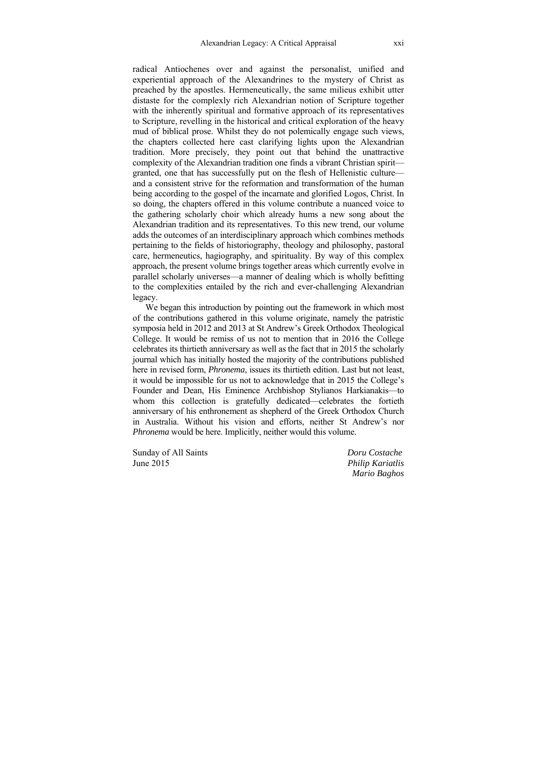radical Antiochenes over and against the personalist, unified and experiential approach of the Alexandrines to the mystery of Christ as preached by the apostles. Hermeneutically, the same milieus exhibit utter distaste for the complexly rich Alexandrian notion of Scripture together with the inherently spiritual and formative approach of its representatives to Scripture, revelling in the historical and critical exploration of the heavy mud of biblical prose. Whilst they do not polemically engage such views, the chapters collected here cast clarifying lights upon the Alexandrian tradition. More precisely, they point out that behind the unattractive complexity of the Alexandrian tradition one finds a vibrant Christian spirit—granted, one that has successfully put on the flesh of Hellenistic culture—and a consistent strive for the reformation and transformation of the human being according to the gospel of the incarnate and glorified Logos, Christ. In so doing, the chapters offered in this volume contribute a nuanced voice to the gathering scholarly choir which already hums a new song about the Alexandrian tradition and its representatives. To this new trend, our volume adds the outcomes of an interdisciplinary approach which combines methods pertaining to the fields of historiography, theology and philosophy, pastoral care, hermeneutics, hagiography, and spirituality. By way of this complex approach, the present volume brings together areas which currently evolve in parallel scholarly universes—a manner of dealing which is wholly befitting to the complexities entailed by the rich and ever-challenging Alexandrian legacy.

We began this introduction by pointing out the framework in which most of the contributions gathered in this volume originate, namely the patristic symposia held in 2012 and 2013 at St Andrew's Greek Orthodox Theological College. It would be remiss of us not to mention that in 2016 the College celebrates its thirtieth anniversary as well as the fact that in 2015 the scholarly journal which has initially hosted the majority of the contributions published here in revised form, *Phronema*, issues its thirtieth edition. Last but not least, it would be impossible for us not to acknowledge that in 2015 the College's Founder and Dean, His Eminence Archbishop Stylianos Harkianakis—to whom this collection is gratefully dedicated—celebrates the fortieth anniversary of his enthronement as shepherd of the Greek Orthodox Church in Australia. Without his vision and efforts, neither St Andrew's nor *Phronema* would be here. Implicitly, neither would this volume.

Sunday of All Saints
June 2015

*Doru Costache*
*Philip Kariatlis*
*Mario Baghos*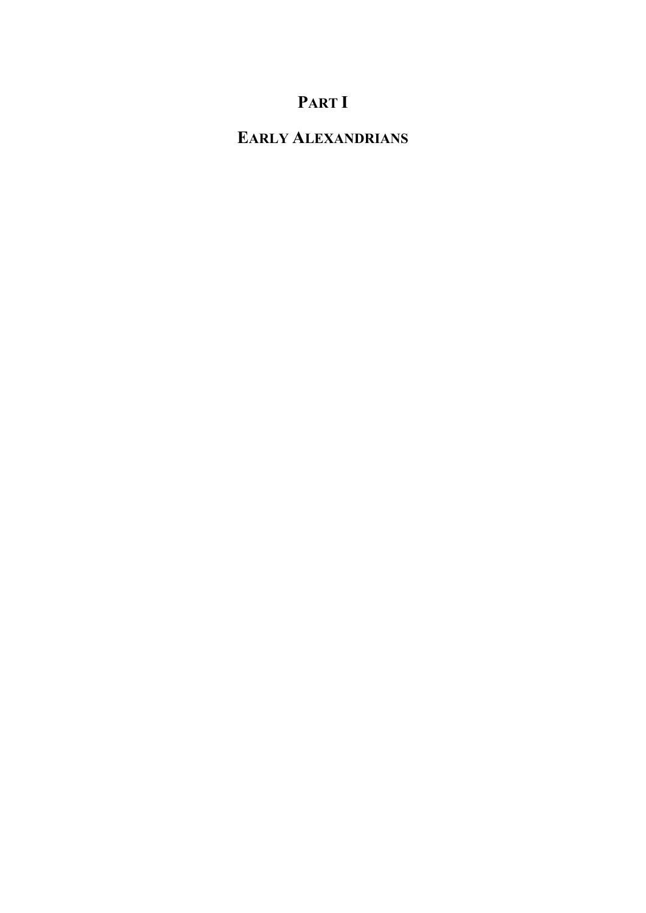# PART I

## EARLY ALEXANDRIANS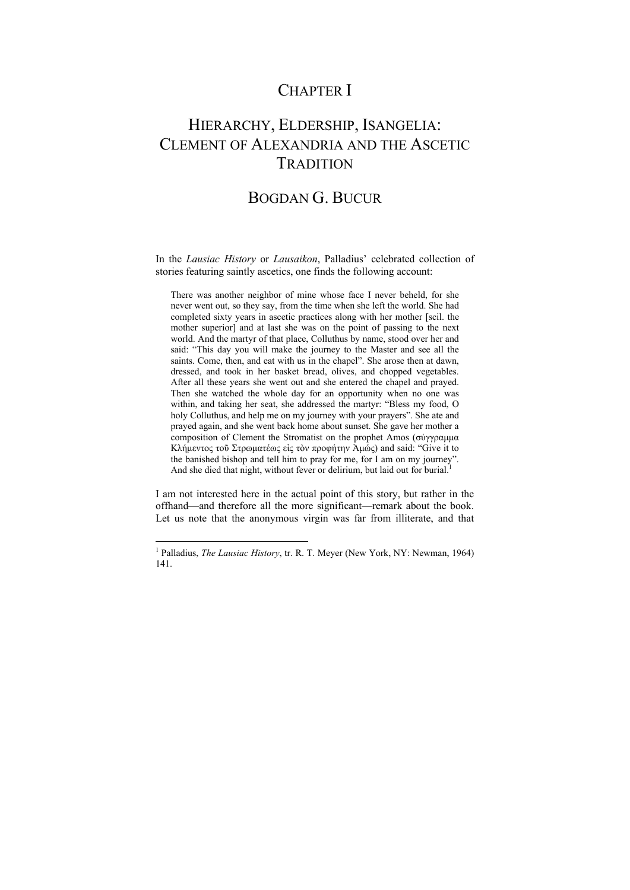# CHAPTER I

# HIERARCHY, ELDERSHIP, ISANGELIA: CLEMENT OF ALEXANDRIA AND THE ASCETIC TRADITION

## BOGDAN G. BUCUR

In the *Lausiac History* or *Lausaikon*, Palladius' celebrated collection of stories featuring saintly ascetics, one finds the following account:

> There was another neighbor of mine whose face I never beheld, for she never went out, so they say, from the time when she left the world. She had completed sixty years in ascetic practices along with her mother [scil. the mother superior] and at last she was on the point of passing to the next world. And the martyr of that place, Colluthus by name, stood over her and said: "This day you will make the journey to the Master and see all the saints. Come, then, and eat with us in the chapel". She arose then at dawn, dressed, and took in her basket bread, olives, and chopped vegetables. After all these years she went out and she entered the chapel and prayed. Then she watched the whole day for an opportunity when no one was within, and taking her seat, she addressed the martyr: "Bless my food, O holy Colluthus, and help me on my journey with your prayers". She ate and prayed again, and she went back home about sunset. She gave her mother a composition of Clement the Stromatist on the prophet Amos (σύγγραμμα Κλήμεντος τοῦ Στρωματέως εἰς τὸν προφήτην Ἀμώς) and said: "Give it to the banished bishop and tell him to pray for me, for I am on my journey". And she died that night, without fever or delirium, but laid out for burial.[1]

I am not interested here in the actual point of this story, but rather in the offhand—and therefore all the more significant—remark about the book. Let us note that the anonymous virgin was far from illiterate, and that

---

[1] Palladius, *The Lausiac History*, tr. R. T. Meyer (New York, NY: Newman, 1964) 141.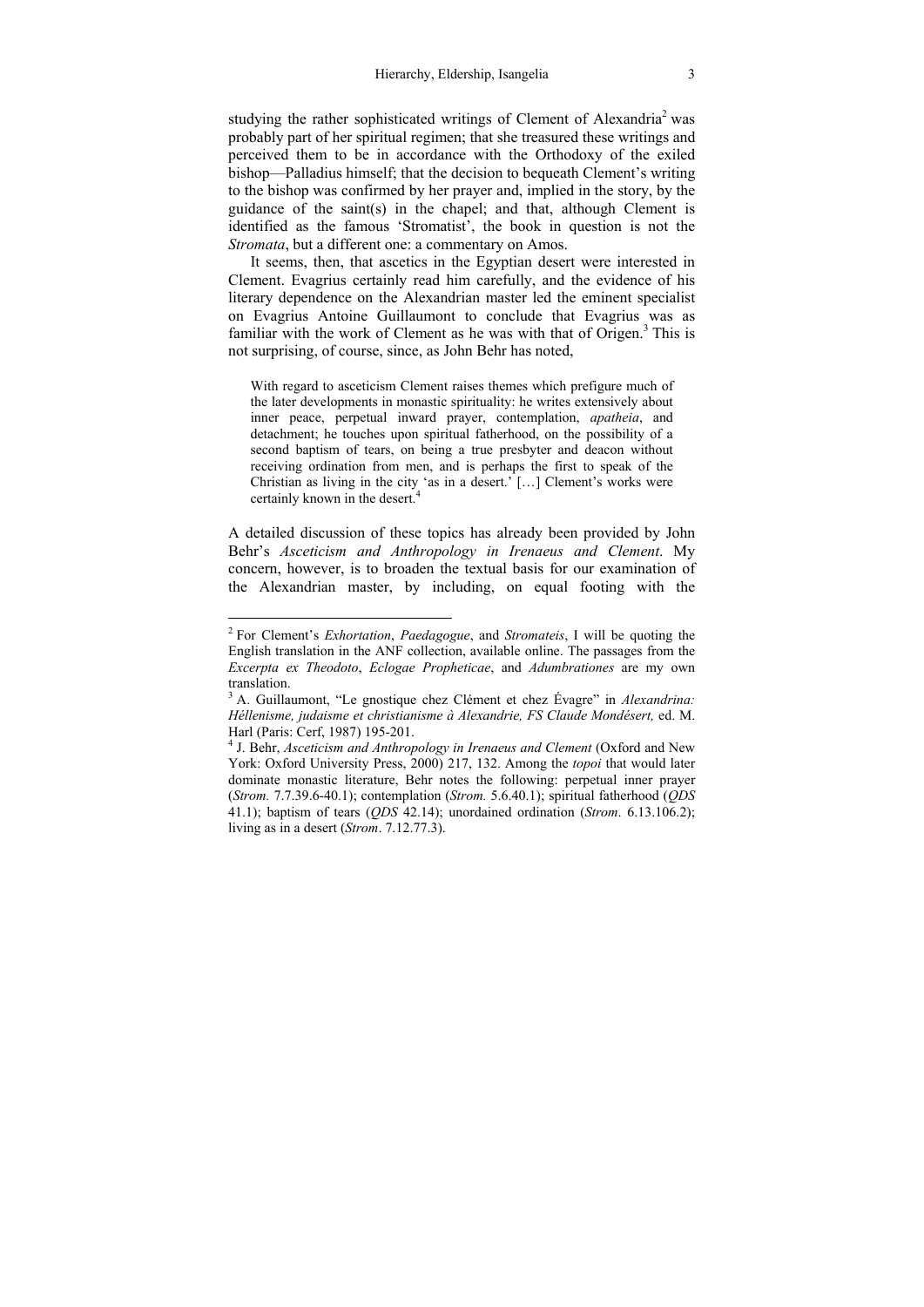studying the rather sophisticated writings of Clement of Alexandria[2] was probably part of her spiritual regimen; that she treasured these writings and perceived them to be in accordance with the Orthodoxy of the exiled bishop—Palladius himself; that the decision to bequeath Clement's writing to the bishop was confirmed by her prayer and, implied in the story, by the guidance of the saint(s) in the chapel; and that, although Clement is identified as the famous 'Stromatist', the book in question is not the *Stromata*, but a different one: a commentary on Amos.

It seems, then, that ascetics in the Egyptian desert were interested in Clement. Evagrius certainly read him carefully, and the evidence of his literary dependence on the Alexandrian master led the eminent specialist on Evagrius Antoine Guillaumont to conclude that Evagrius was as familiar with the work of Clement as he was with that of Origen.[3] This is not surprising, of course, since, as John Behr has noted,

> With regard to asceticism Clement raises themes which prefigure much of the later developments in monastic spirituality: he writes extensively about inner peace, perpetual inward prayer, contemplation, *apatheia*, and detachment; he touches upon spiritual fatherhood, on the possibility of a second baptism of tears, on being a true presbyter and deacon without receiving ordination from men, and is perhaps the first to speak of the Christian as living in the city 'as in a desert.' […] Clement's works were certainly known in the desert.[4]

A detailed discussion of these topics has already been provided by John Behr's *Asceticism and Anthropology in Irenaeus and Clement*. My concern, however, is to broaden the textual basis for our examination of the Alexandrian master, by including, on equal footing with the

---

[2] For Clement's *Exhortation*, *Paedagogue*, and *Stromateis*, I will be quoting the English translation in the ANF collection, available online. The passages from the *Excerpta ex Theodoto*, *Eclogae Propheticae*, and *Adumbrationes* are my own translation.

[3] A. Guillaumont, "Le gnostique chez Clément et chez Évagre" in *Alexandrina: Héllenisme, judaisme et christianisme à Alexandrie, FS Claude Mondésert,* ed. M. Harl (Paris: Cerf, 1987) 195-201.

[4] J. Behr, *Asceticism and Anthropology in Irenaeus and Clement* (Oxford and New York: Oxford University Press, 2000) 217, 132. Among the *topoi* that would later dominate monastic literature, Behr notes the following: perpetual inner prayer (*Strom.* 7.7.39.6-40.1); contemplation (*Strom.* 5.6.40.1); spiritual fatherhood (*QDS* 41.1); baptism of tears (*QDS* 42.14); unordained ordination (*Strom*. 6.13.106.2); living as in a desert (*Strom*. 7.12.77.3).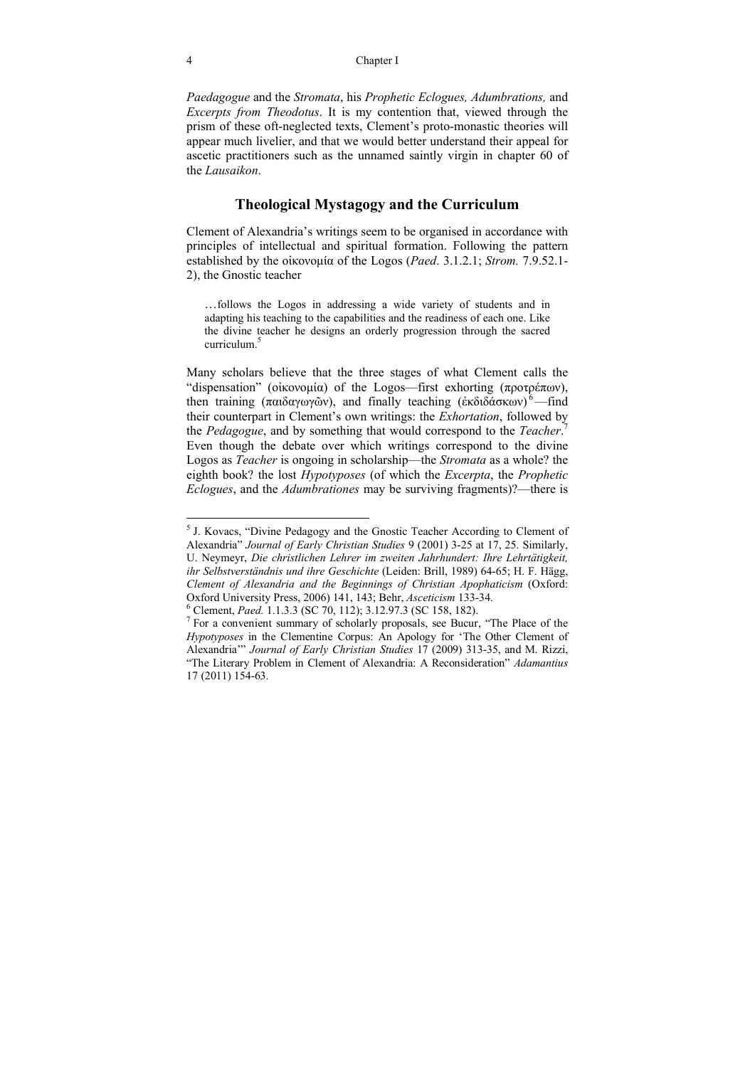*Paedagogue* and the *Stromata*, his *Prophetic Eclogues, Adumbrations,* and *Excerpts from Theodotus*. It is my contention that, viewed through the prism of these oft-neglected texts, Clement's proto-monastic theories will appear much livelier, and that we would better understand their appeal for ascetic practitioners such as the unnamed saintly virgin in chapter 60 of the *Lausaikon*.

## Theological Mystagogy and the Curriculum

Clement of Alexandria's writings seem to be organised in accordance with principles of intellectual and spiritual formation. Following the pattern established by the οἰκονομία of the Logos (*Paed*. 3.1.2.1; *Strom.* 7.9.52.1-2), the Gnostic teacher

> …follows the Logos in addressing a wide variety of students and in adapting his teaching to the capabilities and the readiness of each one. Like the divine teacher he designs an orderly progression through the sacred curriculum.[5]

Many scholars believe that the three stages of what Clement calls the "dispensation" (οἰκονομία) of the Logos—first exhorting (προτρέπων), then training (παιδαγωγῶν), and finally teaching (ἐκδιδάσκων)[6]—find their counterpart in Clement's own writings: the *Exhortation*, followed by the *Pedagogue*, and by something that would correspond to the *Teacher*.[7] Even though the debate over which writings correspond to the divine Logos as *Teacher* is ongoing in scholarship—the *Stromata* as a whole? the eighth book? the lost *Hypotyposes* (of which the *Excerpta*, the *Prophetic Eclogues*, and the *Adumbrationes* may be surviving fragments)?—there is

---

[5] J. Kovacs, "Divine Pedagogy and the Gnostic Teacher According to Clement of Alexandria" *Journal of Early Christian Studies* 9 (2001) 3-25 at 17, 25. Similarly, U. Neymeyr, *Die christlichen Lehrer im zweiten Jahrhundert: Ihre Lehrtätigkeit, ihr Selbstverständnis und ihre Geschichte* (Leiden: Brill, 1989) 64-65; H. F. Hägg, *Clement of Alexandria and the Beginnings of Christian Apophaticism* (Oxford: Oxford University Press, 2006) 141, 143; Behr, *Asceticism* 133-34.

[6] Clement, *Paed.* 1.1.3.3 (SC 70, 112); 3.12.97.3 (SC 158, 182).

[7] For a convenient summary of scholarly proposals, see Bucur, "The Place of the *Hypotyposes* in the Clementine Corpus: An Apology for 'The Other Clement of Alexandria'" *Journal of Early Christian Studies* 17 (2009) 313-35, and M. Rizzi, "The Literary Problem in Clement of Alexandria: A Reconsideration" *Adamantius* 17 (2011) 154-63.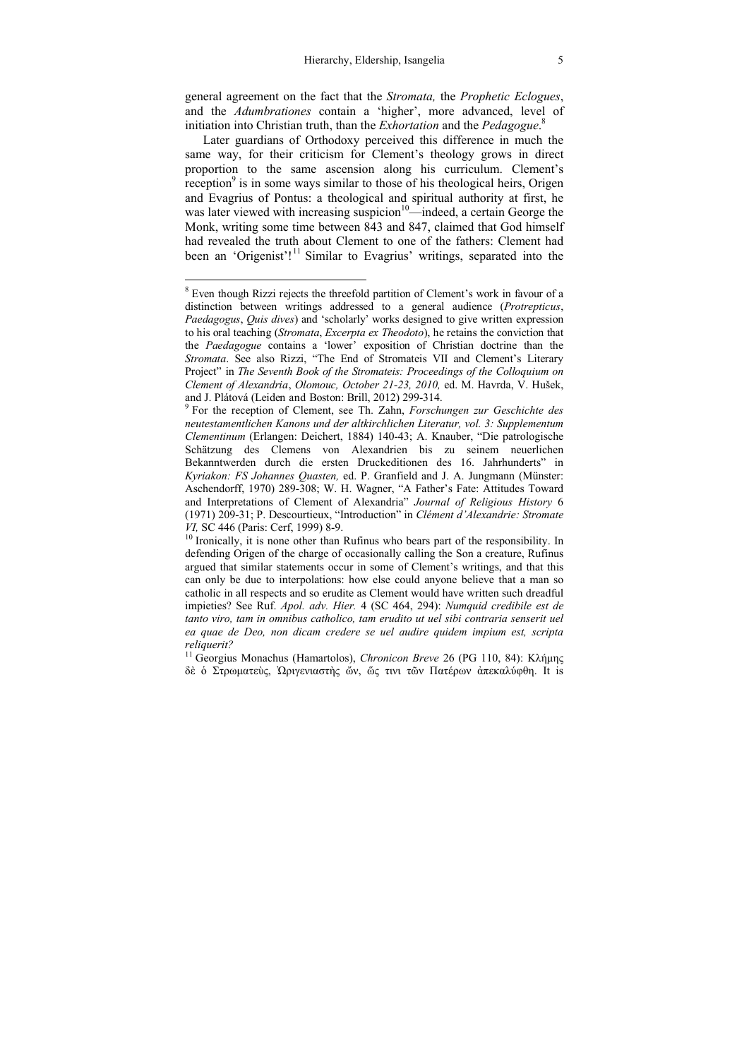general agreement on the fact that the *Stromata,* the *Prophetic Eclogues*, and the *Adumbrationes* contain a 'higher', more advanced, level of initiation into Christian truth, than the *Exhortation* and the *Pedagogue*.[8]

Later guardians of Orthodoxy perceived this difference in much the same way, for their criticism for Clement's theology grows in direct proportion to the same ascension along his curriculum. Clement's reception[9] is in some ways similar to those of his theological heirs, Origen and Evagrius of Pontus: a theological and spiritual authority at first, he was later viewed with increasing suspicion[10]—indeed, a certain George the Monk, writing some time between 843 and 847, claimed that God himself had revealed the truth about Clement to one of the fathers: Clement had been an 'Origenist'![11] Similar to Evagrius' writings, separated into the

---

[8] Even though Rizzi rejects the threefold partition of Clement's work in favour of a distinction between writings addressed to a general audience (*Protrepticus*, *Paedagogus*, *Quis dives*) and 'scholarly' works designed to give written expression to his oral teaching (*Stromata*, *Excerpta ex Theodoto*), he retains the conviction that the *Paedagogue* contains a 'lower' exposition of Christian doctrine than the *Stromata*. See also Rizzi, "The End of Stromateis VII and Clement's Literary Project" in *The Seventh Book of the Stromateis: Proceedings of the Colloquium on Clement of Alexandria*, *Olomouc, October 21-23, 2010,* ed. M. Havrda, V. Hušek, and J. Plátová (Leiden and Boston: Brill, 2012) 299-314.

[9] For the reception of Clement, see Th. Zahn, *Forschungen zur Geschichte des neutestamentlichen Kanons und der altkirchlichen Literatur, vol. 3: Supplementum Clementinum* (Erlangen: Deichert, 1884) 140-43; A. Knauber, "Die patrologische Schätzung des Clemens von Alexandrien bis zu seinem neuerlichen Bekanntwerden durch die ersten Druckeditionen des 16. Jahrhunderts" in *Kyriakon: FS Johannes Quasten,* ed. P. Granfield and J. A. Jungmann (Münster: Aschendorff, 1970) 289-308; W. H. Wagner, "A Father's Fate: Attitudes Toward and Interpretations of Clement of Alexandria" *Journal of Religious History* 6 (1971) 209-31; P. Descourtieux, "Introduction" in *Clément d'Alexandrie: Stromate VI,* SC 446 (Paris: Cerf, 1999) 8-9.

[10] Ironically, it is none other than Rufinus who bears part of the responsibility. In defending Origen of the charge of occasionally calling the Son a creature, Rufinus argued that similar statements occur in some of Clement's writings, and that this can only be due to interpolations: how else could anyone believe that a man so catholic in all respects and so erudite as Clement would have written such dreadful impieties? See Ruf. *Apol. adv. Hier.* 4 (SC 464, 294): *Numquid credibile est de tanto viro, tam in omnibus catholico, tam erudito ut uel sibi contraria senserit uel ea quae de Deo, non dicam credere se uel audire quidem impium est, scripta reliquerit?*

[11] Georgius Monachus (Hamartolos), *Chronicon Breve* 26 (PG 110, 84): Κλήμης δὲ ὁ Στρωματεὺς, Ὠριγενιαστὴς ὤν, ὥς τινι τῶν Πατέρων ἀπεκαλύφθη. It is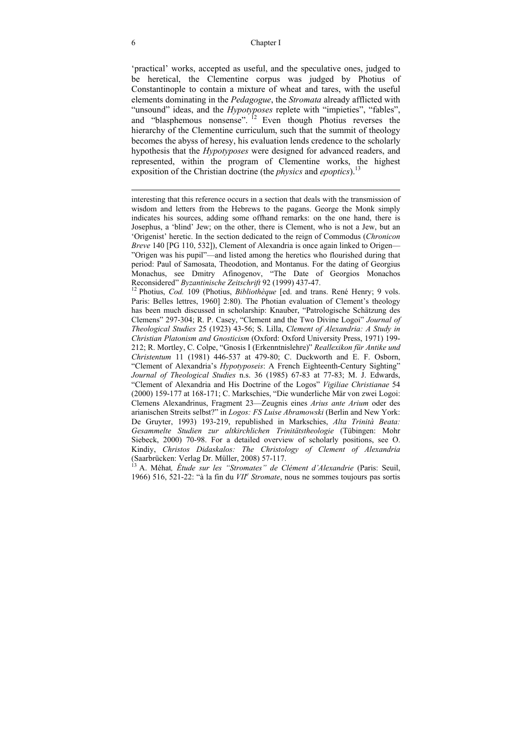'practical' works, accepted as useful, and the speculative ones, judged to be heretical, the Clementine corpus was judged by Photius of Constantinople to contain a mixture of wheat and tares, with the useful elements dominating in the *Pedagogue*, the *Stromata* already afflicted with "unsound" ideas, and the *Hypotyposes* replete with "impieties", "fables", and "blasphemous nonsense".[12] Even though Photius reverses the hierarchy of the Clementine curriculum, such that the summit of theology becomes the abyss of heresy, his evaluation lends credence to the scholarly hypothesis that the *Hypotyposes* were designed for advanced readers, and represented, within the program of Clementine works, the highest exposition of the Christian doctrine (the *physics* and *epoptics*).[13]

---

interesting that this reference occurs in a section that deals with the transmission of wisdom and letters from the Hebrews to the pagans. George the Monk simply indicates his sources, adding some offhand remarks: on the one hand, there is Josephus, a 'blind' Jew; on the other, there is Clement, who is not a Jew, but an 'Origenist' heretic. In the section dedicated to the reign of Commodus (*Chronicon Breve* 140 [PG 110, 532]), Clement of Alexandria is once again linked to Origen—"Origen was his pupil"—and listed among the heretics who flourished during that period: Paul of Samosata, Theodotion, and Montanus. For the dating of Georgius Monachus, see Dmitry Afinogenov, "The Date of Georgios Monachos Reconsidered" *Byzantinische Zeitschrift* 92 (1999) 437-47.

[12] Photius, *Cod.* 109 (Photius, *Bibliothèque* [ed. and trans. René Henry; 9 vols. Paris: Belles lettres, 1960] 2:80). The Photian evaluation of Clement's theology has been much discussed in scholarship: Knauber, "Patrologische Schätzung des Clemens" 297-304; R. P. Casey, "Clement and the Two Divine Logoi" *Journal of Theological Studies* 25 (1923) 43-56; S. Lilla, *Clement of Alexandria: A Study in Christian Platonism and Gnosticism* (Oxford: Oxford University Press, 1971) 199-212; R. Mortley, C. Colpe, "Gnosis I (Erkenntnislehre)" *Reallexikon für Antike und Christentum* 11 (1981) 446-537 at 479-80; C. Duckworth and E. F. Osborn, "Clement of Alexandria's *Hypotyposeis*: A French Eighteenth-Century Sighting" *Journal of Theological Studies* n.s. 36 (1985) 67-83 at 77-83; M. J. Edwards, "Clement of Alexandria and His Doctrine of the Logos" *Vigiliae Christianae* 54 (2000) 159-177 at 168-171; C. Markschies, "Die wunderliche Mär von zwei Logoi: Clemens Alexandrinus, Fragment 23—Zeugnis eines *Arius ante Arium* oder des arianischen Streits selbst?" in *Logos: FS Luise Abramowski* (Berlin and New York: De Gruyter, 1993) 193-219, republished in Markschies, *Alta Trinità Beata: Gesammelte Studien zur altkirchlichen Trinitätstheologie* (Tübingen: Mohr Siebeck, 2000) 70-98. For a detailed overview of scholarly positions, see O. Kindiy, *Christos Didaskalos: The Christology of Clement of Alexandria* (Saarbrücken: Verlag Dr. Müller, 2008) 57-117.

[13] A. Méhat, *Étude sur les "Stromates" de Clément d'Alexandrie* (Paris: Seuil, 1966) 516, 521-22: "à la fin du *VII*e *Stromate*, nous ne sommes toujours pas sortis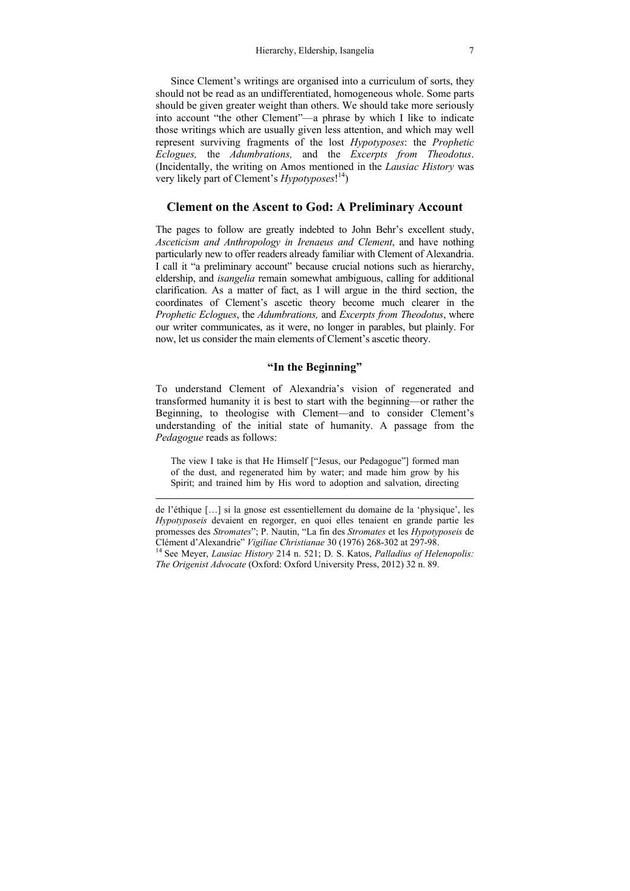Since Clement's writings are organised into a curriculum of sorts, they should not be read as an undifferentiated, homogeneous whole. Some parts should be given greater weight than others. We should take more seriously into account "the other Clement"—a phrase by which I like to indicate those writings which are usually given less attention, and which may well represent surviving fragments of the lost *Hypotyposes*: the *Prophetic Eclogues,* the *Adumbrations,* and the *Excerpts from Theodotus*. (Incidentally, the writing on Amos mentioned in the *Lausiac History* was very likely part of Clement's *Hypotyposes*![14])

## Clement on the Ascent to God: A Preliminary Account

The pages to follow are greatly indebted to John Behr's excellent study, *Asceticism and Anthropology in Irenaeus and Clement*, and have nothing particularly new to offer readers already familiar with Clement of Alexandria. I call it "a preliminary account" because crucial notions such as hierarchy, eldership, and *isangelia* remain somewhat ambiguous, calling for additional clarification. As a matter of fact, as I will argue in the third section, the coordinates of Clement's ascetic theory become much clearer in the *Prophetic Eclogues*, the *Adumbrations,* and *Excerpts from Theodotus*, where our writer communicates, as it were, no longer in parables, but plainly. For now, let us consider the main elements of Clement's ascetic theory.

### "In the Beginning"

To understand Clement of Alexandria's vision of regenerated and transformed humanity it is best to start with the beginning—or rather the Beginning, to theologise with Clement—and to consider Clement's understanding of the initial state of humanity. A passage from the *Pedagogue* reads as follows:

> The view I take is that He Himself ["Jesus, our Pedagogue"] formed man of the dust, and regenerated him by water; and made him grow by his Spirit; and trained him by His word to adoption and salvation, directing

---

de l'éthique […] si la gnose est essentiellement du domaine de la 'physique', les *Hypotyposeis* devaient en regorger, en quoi elles tenaient en grande partie les promesses des *Stromates*"; P. Nautin, "La fin des *Stromates* et les *Hypotyposeis* de Clément d'Alexandrie" *Vigiliae Christianae* 30 (1976) 268-302 at 297-98.

[14] See Meyer, *Lausiac History* 214 n. 521; D. S. Katos, *Palladius of Helenopolis: The Origenist Advocate* (Oxford: Oxford University Press, 2012) 32 n. 89.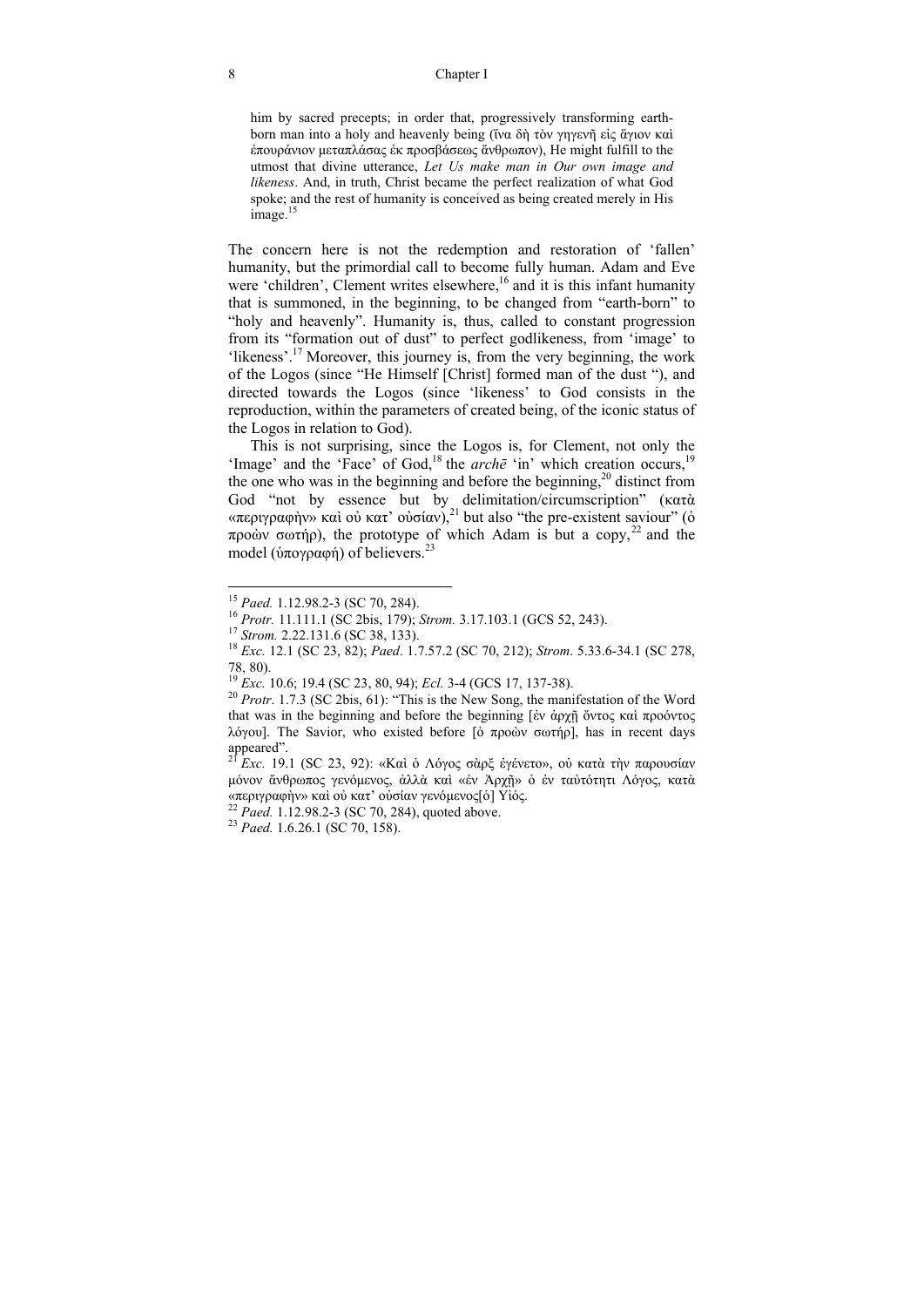> him by sacred precepts; in order that, progressively transforming earth-born man into a holy and heavenly being (ἵνα δὴ τὸν γηγενῆ εἰς ἅγιον καὶ ἐπουράνιον μεταπλάσας ἐκ προσβάσεως ἄνθρωπον), He might fulfill to the utmost that divine utterance, *Let Us make man in Our own image and likeness*. And, in truth, Christ became the perfect realization of what God spoke; and the rest of humanity is conceived as being created merely in His image.[15]

The concern here is not the redemption and restoration of 'fallen' humanity, but the primordial call to become fully human. Adam and Eve were 'children', Clement writes elsewhere,[16] and it is this infant humanity that is summoned, in the beginning, to be changed from "earth-born" to "holy and heavenly". Humanity is, thus, called to constant progression from its "formation out of dust" to perfect godlikeness, from 'image' to 'likeness'.[17] Moreover, this journey is, from the very beginning, the work of the Logos (since "He Himself [Christ] formed man of the dust "), and directed towards the Logos (since 'likeness' to God consists in the reproduction, within the parameters of created being, of the iconic status of the Logos in relation to God).

This is not surprising, since the Logos is, for Clement, not only the 'Image' and the 'Face' of God,[18] the *archē* 'in' which creation occurs,[19] the one who was in the beginning and before the beginning,[20] distinct from God "not by essence but by delimitation/circumscription" (κατὰ «περιγραφὴν» καὶ οὐ κατ' οὐσίαν),[21] but also "the pre-existent saviour" (ὁ προὼν σωτήρ), the prototype of which Adam is but a copy,[22] and the model (ὑπογραφή) of believers.[23]

---

[15] *Paed.* 1.12.98.2-3 (SC 70, 284).

[16] *Protr.* 11.111.1 (SC 2bis, 179); *Strom.* 3.17.103.1 (GCS 52, 243).

[17] *Strom.* 2.22.131.6 (SC 38, 133).

[18] *Exc.* 12.1 (SC 23, 82); *Paed*. 1.7.57.2 (SC 70, 212); *Strom*. 5.33.6-34.1 (SC 278, 78, 80).

[19] *Exc.* 10.6; 19.4 (SC 23, 80, 94); *Ecl.* 3-4 (GCS 17, 137-38).

[20] *Protr*. 1.7.3 (SC 2bis, 61): "This is the New Song, the manifestation of the Word that was in the beginning and before the beginning [ἐν ἀρχῇ ὄντος καὶ προόντος λόγου]. The Savior, who existed before [ὁ προὼν σωτήρ], has in recent days appeared".

[21] *Exc.* 19.1 (SC 23, 92): «Καὶ ὁ Λόγος σὰρξ ἐγένετο», οὐ κατὰ τὴν παρουσίαν μόνον ἄνθρωπος γενόμενος, ἀλλὰ καὶ «ἐν Ἀρχῇ» ὁ ἐν ταὐτότητι Λόγος, κατὰ «περιγραφὴν» καὶ οὐ κατ' οὐσίαν γενόμενος[ὁ] Υἱός.

[22] *Paed.* 1.12.98.2-3 (SC 70, 284), quoted above.

[23] *Paed.* 1.6.26.1 (SC 70, 158).